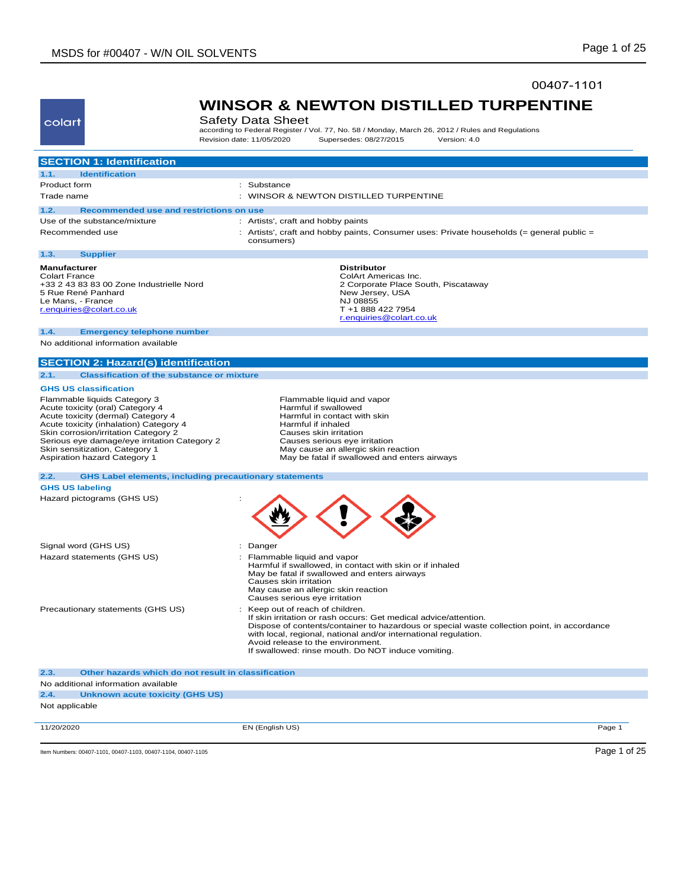00407-1101

colart

# WINSOR & NEWTON DISTILLED TURPENTINE

Safety Data Sheet

according to Federal Register / Vol. 77, No. 58 / Monday, March 26, 2012 / Rules and Regulations

Revision date: 11/05/2020 Supersedes: 08/27/2015 Version: 4.0

## SECTION 1: Identification

### 1.1. Identification

| | |
|---|---|
| Product form | : Substance |
| Trade name | : WINSOR & NEWTON DISTILLED TURPENTINE |

### 1.2. Recommended use and restrictions on use

| | |
|---|---|
| Use of the substance/mixture | : Artists', craft and hobby paints |
| Recommended use | : Artists', craft and hobby paints, Consumer uses: Private households (= general public = consumers) |

### 1.3. Supplier

**Manufacturer**
Colart France
+33 2 43 83 83 00 Zone Industrielle Nord
5 Rue René Panhard
Le Mans, - France
r.enquiries@colart.co.uk

**Distributor**
ColArt Americas Inc.
2 Corporate Place South, Piscataway
New Jersey, USA
NJ 08855
T +1 888 422 7954
r.enquiries@colart.co.uk

### 1.4. Emergency telephone number

No additional information available

## SECTION 2: Hazard(s) identification

### 2.1. Classification of the substance or mixture

**GHS US classification**

| | |
|---|---|
| Flammable liquids Category 3 | Flammable liquid and vapor |
| Acute toxicity (oral) Category 4 | Harmful if swallowed |
| Acute toxicity (dermal) Category 4 | Harmful in contact with skin |
| Acute toxicity (inhalation) Category 4 | Harmful if inhaled |
| Skin corrosion/irritation Category 2 | Causes skin irritation |
| Serious eye damage/eye irritation Category 2 | Causes serious eye irritation |
| Skin sensitization, Category 1 | May cause an allergic skin reaction |
| Aspiration hazard Category 1 | May be fatal if swallowed and enters airways |

### 2.2. GHS Label elements, including precautionary statements

**GHS US labeling**

Hazard pictograms (GHS US) :

Signal word (GHS US) : Danger

Hazard statements (GHS US) : Flammable liquid and vapor
Harmful if swallowed, in contact with skin or if inhaled
May be fatal if swallowed and enters airways
Causes skin irritation
May cause an allergic skin reaction
Causes serious eye irritation

Precautionary statements (GHS US) : Keep out of reach of children.
If skin irritation or rash occurs: Get medical advice/attention.
Dispose of contents/container to hazardous or special waste collection point, in accordance with local, regional, national and/or international regulation.
Avoid release to the environment.
If swallowed: rinse mouth. Do NOT induce vomiting.

### 2.3. Other hazards which do not result in classification

No additional information available

### 2.4. Unknown acute toxicity (GHS US)

Not applicable

Item Numbers: 00407-1101, 00407-1103, 00407-1104, 00407-1105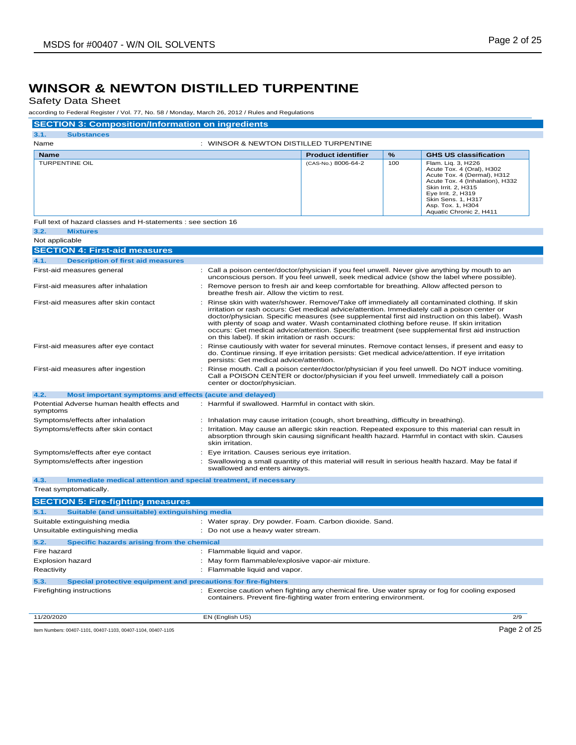# WINSOR & NEWTON DISTILLED TURPENTINE

Safety Data Sheet

according to Federal Register / Vol. 77, No. 58 / Monday, March 26, 2012 / Rules and Regulations

## SECTION 3: Composition/Information on ingredients

### 3.1. Substances

Name : WINSOR & NEWTON DISTILLED TURPENTINE

| Name | Product identifier | % | GHS US classification |
|---|---|---|---|
| TURPENTINE OIL | (CAS-No.) 8006-64-2 | 100 | Flam. Liq. 3, H226<br>Acute Tox. 4 (Oral), H302<br>Acute Tox. 4 (Dermal), H312<br>Acute Tox. 4 (Inhalation), H332<br>Skin Irrit. 2, H315<br>Eye Irrit. 2, H319<br>Skin Sens. 1, H317<br>Asp. Tox. 1, H304<br>Aquatic Chronic 2, H411 |

Full text of hazard classes and H-statements : see section 16

### 3.2. Mixtures

Not applicable

## SECTION 4: First-aid measures

### 4.1. Description of first aid measures

First-aid measures general : Call a poison center/doctor/physician if you feel unwell. Never give anything by mouth to an unconscious person. If you feel unwell, seek medical advice (show the label where possible).

First-aid measures after inhalation : Remove person to fresh air and keep comfortable for breathing. Allow affected person to breathe fresh air. Allow the victim to rest.

First-aid measures after skin contact : Rinse skin with water/shower. Remove/Take off immediately all contaminated clothing. If skin irritation or rash occurs: Get medical advice/attention. Immediately call a poison center or doctor/physician. Specific measures (see supplemental first aid instruction on this label). Wash with plenty of soap and water. Wash contaminated clothing before reuse. If skin irritation occurs: Get medical advice/attention. Specific treatment (see supplemental first aid instruction on this label). If skin irritation or rash occurs:

First-aid measures after eye contact : Rinse cautiously with water for several minutes. Remove contact lenses, if present and easy to do. Continue rinsing. If eye irritation persists: Get medical advice/attention. If eye irritation persists: Get medical advice/attention.

First-aid measures after ingestion : Rinse mouth. Call a poison center/doctor/physician if you feel unwell. Do NOT induce vomiting. Call a POISON CENTER or doctor/physician if you feel unwell. Immediately call a poison center or doctor/physician.

### 4.2. Most important symptoms and effects (acute and delayed)

Potential Adverse human health effects and symptoms : Harmful if swallowed. Harmful in contact with skin.

Symptoms/effects after inhalation : Inhalation may cause irritation (cough, short breathing, difficulty in breathing).

Symptoms/effects after skin contact : Irritation. May cause an allergic skin reaction. Repeated exposure to this material can result in absorption through skin causing significant health hazard. Harmful in contact with skin. Causes skin irritation.

Symptoms/effects after eye contact : Eye irritation. Causes serious eye irritation.

Symptoms/effects after ingestion : Swallowing a small quantity of this material will result in serious health hazard. May be fatal if swallowed and enters airways.

### 4.3. Immediate medical attention and special treatment, if necessary

Treat symptomatically.

## SECTION 5: Fire-fighting measures

### 5.1. Suitable (and unsuitable) extinguishing media

Suitable extinguishing media : Water spray. Dry powder. Foam. Carbon dioxide. Sand.

Unsuitable extinguishing media : Do not use a heavy water stream.

### 5.2. Specific hazards arising from the chemical

Fire hazard : Flammable liquid and vapor.

Explosion hazard : May form flammable/explosive vapor-air mixture.

Reactivity : Flammable liquid and vapor.

### 5.3. Special protective equipment and precautions for fire-fighters

Firefighting instructions : Exercise caution when fighting any chemical fire. Use water spray or fog for cooling exposed containers. Prevent fire-fighting water from entering environment.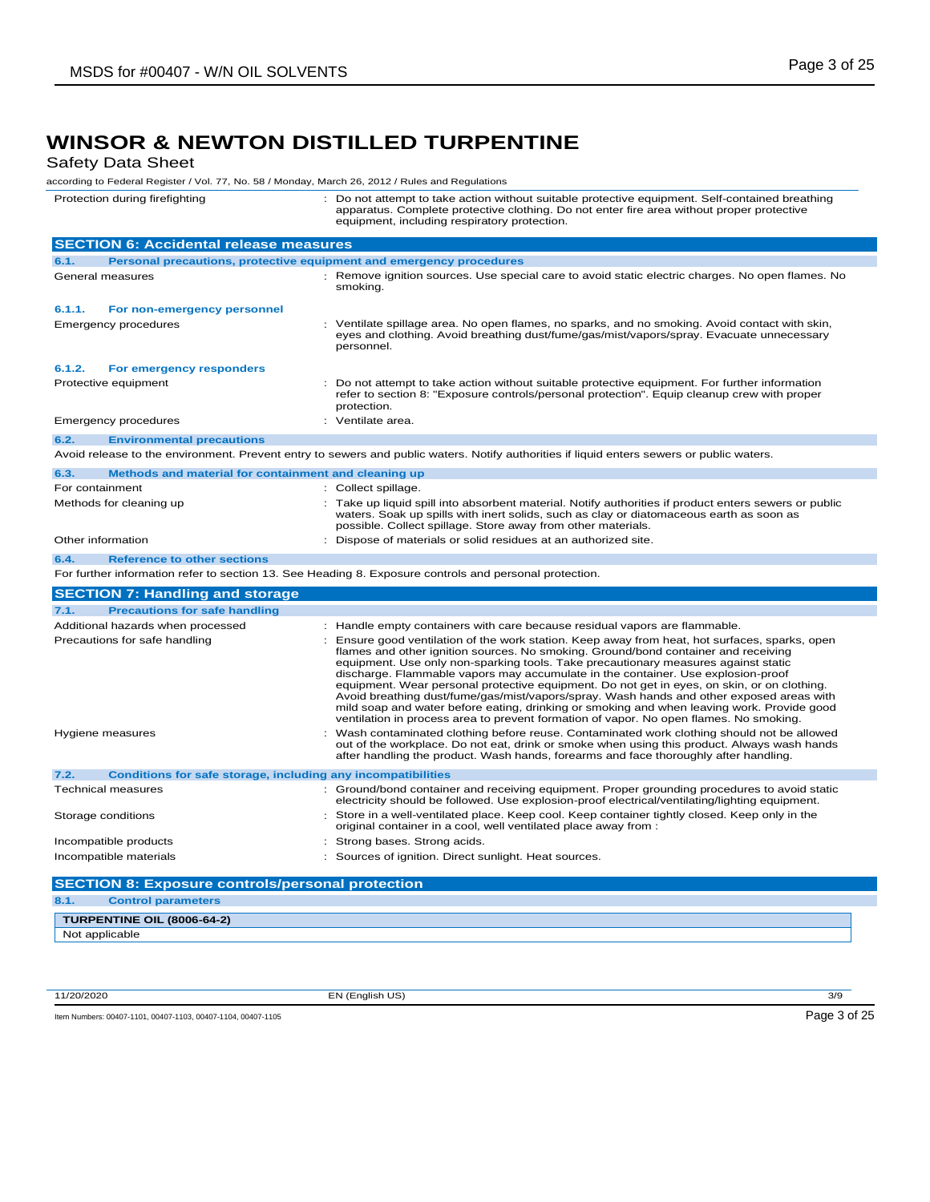# WINSOR & NEWTON DISTILLED TURPENTINE

Safety Data Sheet

according to Federal Register / Vol. 77, No. 58 / Monday, March 26, 2012 / Rules and Regulations

| | |
|---|---|
| Protection during firefighting | : Do not attempt to take action without suitable protective equipment. Self-contained breathing apparatus. Complete protective clothing. Do not enter fire area without proper protective equipment, including respiratory protection. |

## SECTION 6: Accidental release measures

### 6.1. Personal precautions, protective equipment and emergency procedures

| | |
|---|---|
| General measures | : Remove ignition sources. Use special care to avoid static electric charges. No open flames. No smoking. |

#### 6.1.1. For non-emergency personnel

| | |
|---|---|
| Emergency procedures | : Ventilate spillage area. No open flames, no sparks, and no smoking. Avoid contact with skin, eyes and clothing. Avoid breathing dust/fume/gas/mist/vapors/spray. Evacuate unnecessary personnel. |

#### 6.1.2. For emergency responders

| | |
|---|---|
| Protective equipment | : Do not attempt to take action without suitable protective equipment. For further information refer to section 8: "Exposure controls/personal protection". Equip cleanup crew with proper protection. |
| Emergency procedures | : Ventilate area. |

### 6.2. Environmental precautions

Avoid release to the environment. Prevent entry to sewers and public waters. Notify authorities if liquid enters sewers or public waters.

### 6.3. Methods and material for containment and cleaning up

| | |
|---|---|
| For containment | : Collect spillage. |
| Methods for cleaning up | : Take up liquid spill into absorbent material. Notify authorities if product enters sewers or public waters. Soak up spills with inert solids, such as clay or diatomaceous earth as soon as possible. Collect spillage. Store away from other materials. |
| Other information | : Dispose of materials or solid residues at an authorized site. |

### 6.4. Reference to other sections

For further information refer to section 13. See Heading 8. Exposure controls and personal protection.

## SECTION 7: Handling and storage

### 7.1. Precautions for safe handling

| | |
|---|---|
| Additional hazards when processed | : Handle empty containers with care because residual vapors are flammable. |
| Precautions for safe handling | : Ensure good ventilation of the work station. Keep away from heat, hot surfaces, sparks, open flames and other ignition sources. No smoking. Ground/bond container and receiving equipment. Use only non-sparking tools. Take precautionary measures against static discharge. Flammable vapors may accumulate in the container. Use explosion-proof equipment. Wear personal protective equipment. Do not get in eyes, on skin, or on clothing. Avoid breathing dust/fume/gas/mist/vapors/spray. Wash hands and other exposed areas with mild soap and water before eating, drinking or smoking and when leaving work. Provide good ventilation in process area to prevent formation of vapor. No open flames. No smoking. |
| Hygiene measures | : Wash contaminated clothing before reuse. Contaminated work clothing should not be allowed out of the workplace. Do not eat, drink or smoke when using this product. Always wash hands after handling the product. Wash hands, forearms and face thoroughly after handling. |

### 7.2. Conditions for safe storage, including any incompatibilities

| | |
|---|---|
| Technical measures | : Ground/bond container and receiving equipment. Proper grounding procedures to avoid static electricity should be followed. Use explosion-proof electrical/ventilating/lighting equipment. |
| Storage conditions | : Store in a well-ventilated place. Keep cool. Keep container tightly closed. Keep only in the original container in a cool, well ventilated place away from : |
| Incompatible products | : Strong bases. Strong acids. |
| Incompatible materials | : Sources of ignition. Direct sunlight. Heat sources. |

## SECTION 8: Exposure controls/personal protection

### 8.1. Control parameters

| TURPENTINE OIL (8006-64-2) |
|---|
| Not applicable |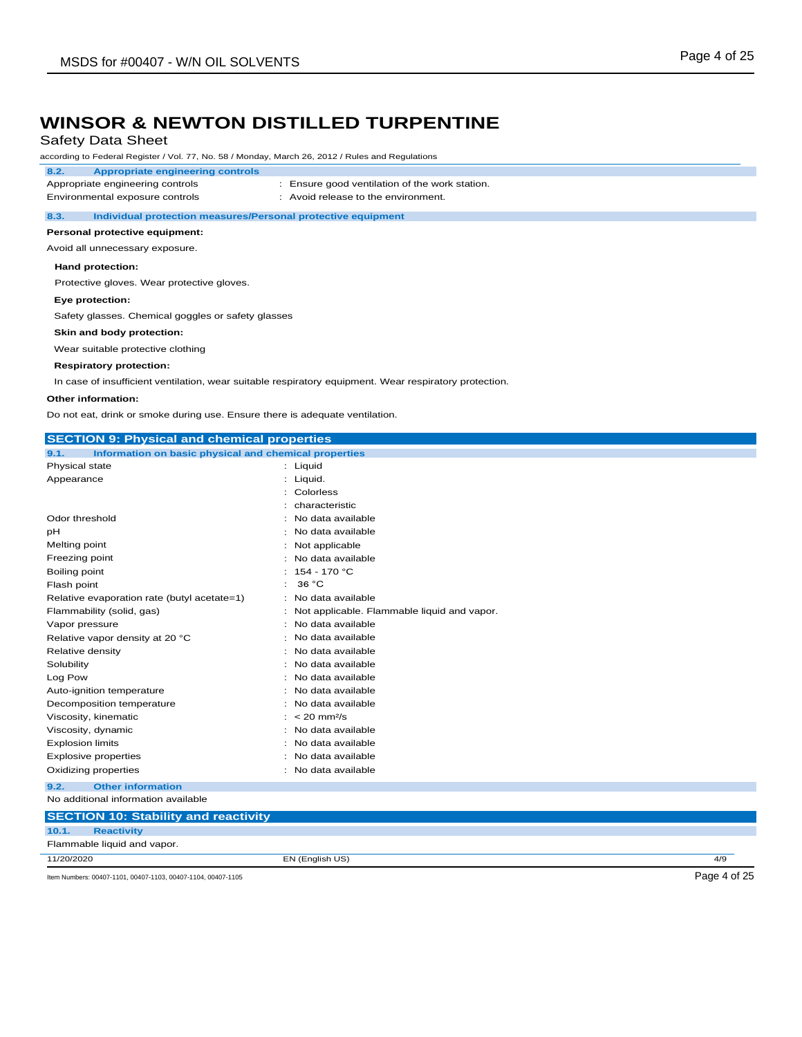# WINSOR & NEWTON DISTILLED TURPENTINE

Safety Data Sheet

according to Federal Register / Vol. 77, No. 58 / Monday, March 26, 2012 / Rules and Regulations

### 8.2. Appropriate engineering controls

| | |
|---|---|
| Appropriate engineering controls | : Ensure good ventilation of the work station. |
| Environmental exposure controls | : Avoid release to the environment. |

### 8.3. Individual protection measures/Personal protective equipment

**Personal protective equipment:**

Avoid all unnecessary exposure.

**Hand protection:**

Protective gloves. Wear protective gloves.

**Eye protection:**

Safety glasses. Chemical goggles or safety glasses

**Skin and body protection:**

Wear suitable protective clothing

**Respiratory protection:**

In case of insufficient ventilation, wear suitable respiratory equipment. Wear respiratory protection.

**Other information:**

Do not eat, drink or smoke during use. Ensure there is adequate ventilation.

## SECTION 9: Physical and chemical properties

### 9.1. Information on basic physical and chemical properties

| | |
|---|---|
| Physical state | : Liquid |
| Appearance | : Liquid. |
| | : Colorless |
| | : characteristic |
| Odor threshold | : No data available |
| pH | : No data available |
| Melting point | : Not applicable |
| Freezing point | : No data available |
| Boiling point | : 154 - 170 °C |
| Flash point | : 36 °C |
| Relative evaporation rate (butyl acetate=1) | : No data available |
| Flammability (solid, gas) | : Not applicable. Flammable liquid and vapor. |
| Vapor pressure | : No data available |
| Relative vapor density at 20 °C | : No data available |
| Relative density | : No data available |
| Solubility | : No data available |
| Log Pow | : No data available |
| Auto-ignition temperature | : No data available |
| Decomposition temperature | : No data available |
| Viscosity, kinematic | : < 20 $mm^2/s$ |
| Viscosity, dynamic | : No data available |
| Explosion limits | : No data available |
| Explosive properties | : No data available |
| Oxidizing properties | : No data available |

### 9.2. Other information

No additional information available

## SECTION 10: Stability and reactivity

### 10.1. Reactivity

Flammable liquid and vapor.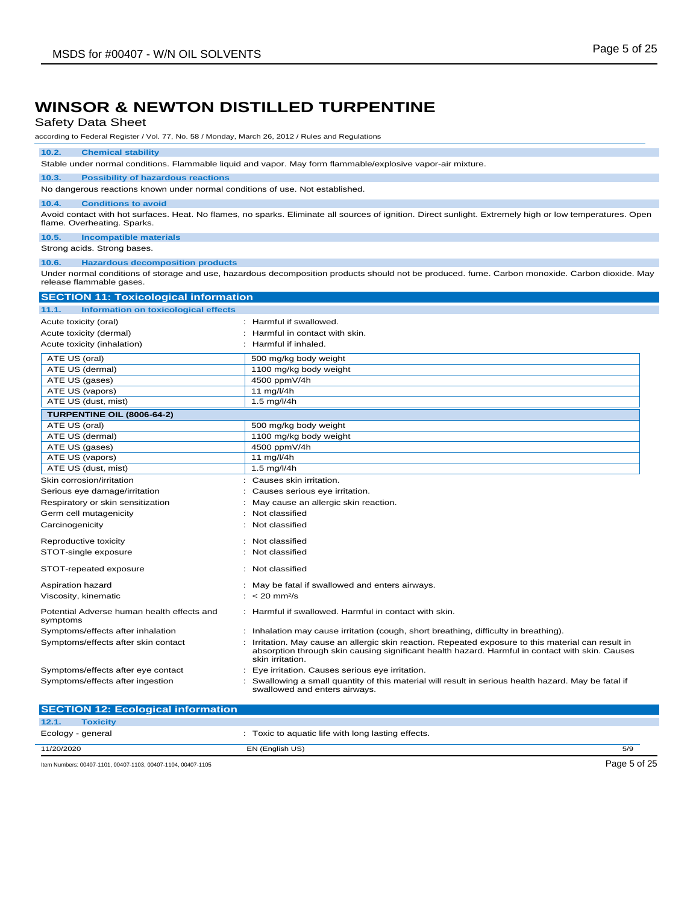# WINSOR & NEWTON DISTILLED TURPENTINE

Safety Data Sheet

according to Federal Register / Vol. 77, No. 58 / Monday, March 26, 2012 / Rules and Regulations

### 10.2. Chemical stability

Stable under normal conditions. Flammable liquid and vapor. May form flammable/explosive vapor-air mixture.

### 10.3. Possibility of hazardous reactions

No dangerous reactions known under normal conditions of use. Not established.

### 10.4. Conditions to avoid

Avoid contact with hot surfaces. Heat. No flames, no sparks. Eliminate all sources of ignition. Direct sunlight. Extremely high or low temperatures. Open flame. Overheating. Sparks.

### 10.5. Incompatible materials

Strong acids. Strong bases.

### 10.6. Hazardous decomposition products

Under normal conditions of storage and use, hazardous decomposition products should not be produced. fume. Carbon monoxide. Carbon dioxide. May release flammable gases.

## SECTION 11: Toxicological information

### 11.1. Information on toxicological effects

Acute toxicity (oral) : Harmful if swallowed.

Acute toxicity (dermal) : Harmful in contact with skin.

Acute toxicity (inhalation) : Harmful if inhaled.

| | |
|---|---|
| ATE US (oral) | 500 mg/kg body weight |
| ATE US (dermal) | 1100 mg/kg body weight |
| ATE US (gases) | 4500 ppmV/4h |
| ATE US (vapors) | 11 mg/l/4h |
| ATE US (dust, mist) | 1.5 mg/l/4h |

| **TURPENTINE OIL (8006-64-2)** | |
|---|---|
| ATE US (oral) | 500 mg/kg body weight |
| ATE US (dermal) | 1100 mg/kg body weight |
| ATE US (gases) | 4500 ppmV/4h |
| ATE US (vapors) | 11 mg/l/4h |
| ATE US (dust, mist) | 1.5 mg/l/4h |

Skin corrosion/irritation : Causes skin irritation.

Serious eye damage/irritation : Causes serious eye irritation.

Respiratory or skin sensitization : May cause an allergic skin reaction.

Germ cell mutagenicity : Not classified

Carcinogenicity : Not classified

Reproductive toxicity : Not classified

STOT-single exposure : Not classified

STOT-repeated exposure : Not classified

Aspiration hazard : May be fatal if swallowed and enters airways.

Viscosity, kinematic : < 20 mm²/s

Potential Adverse human health effects and symptoms : Harmful if swallowed. Harmful in contact with skin.

Symptoms/effects after inhalation : Inhalation may cause irritation (cough, short breathing, difficulty in breathing).

Symptoms/effects after skin contact : Irritation. May cause an allergic skin reaction. Repeated exposure to this material can result in absorption through skin causing significant health hazard. Harmful in contact with skin. Causes skin irritation.

Symptoms/effects after eye contact : Eye irritation. Causes serious eye irritation.

Symptoms/effects after ingestion : Swallowing a small quantity of this material will result in serious health hazard. May be fatal if swallowed and enters airways.

## SECTION 12: Ecological information

### 12.1. Toxicity

Ecology - general : Toxic to aquatic life with long lasting effects.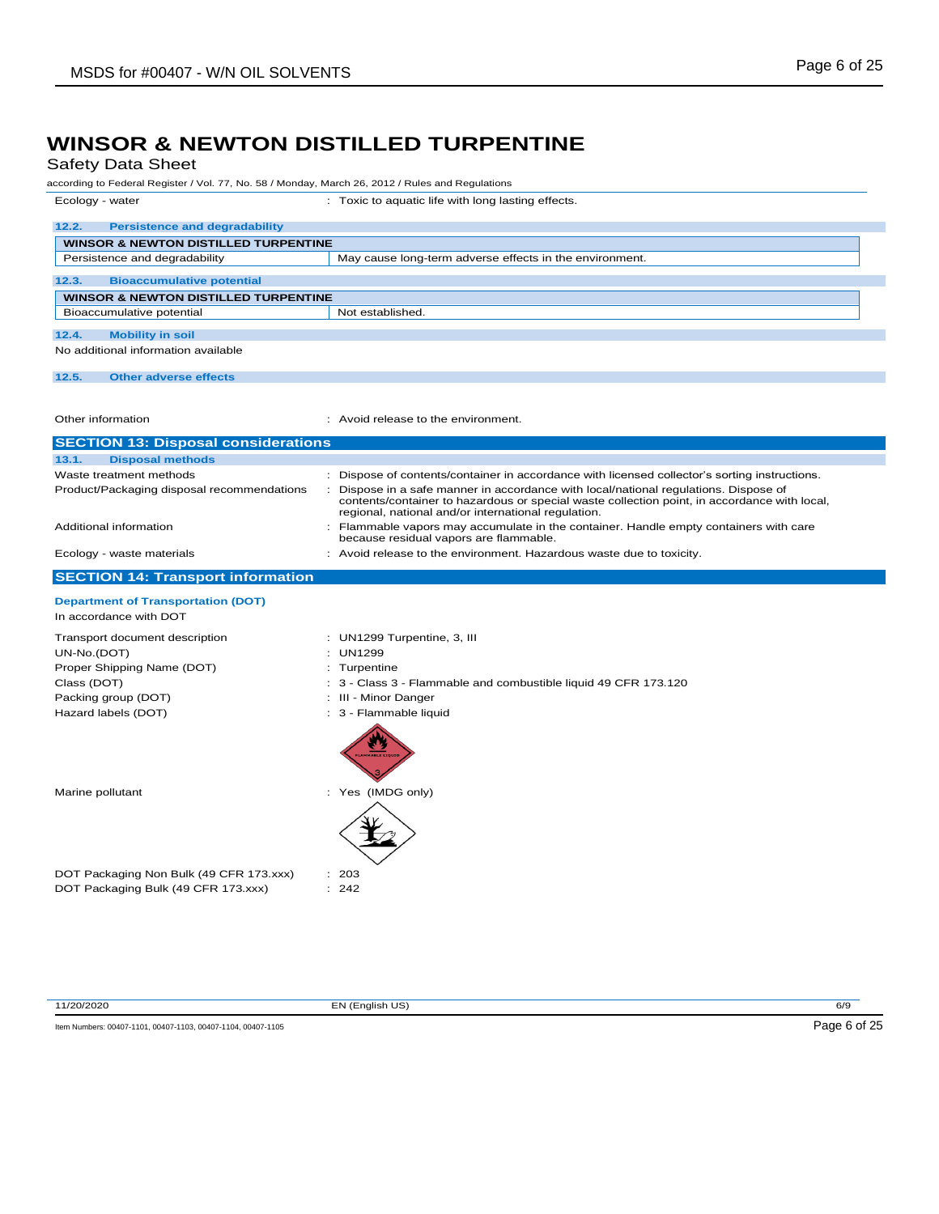# WINSOR & NEWTON DISTILLED TURPENTINE

Safety Data Sheet

according to Federal Register / Vol. 77, No. 58 / Monday, March 26, 2012 / Rules and Regulations

Ecology - water : Toxic to aquatic life with long lasting effects.

### 12.2. Persistence and degradability

| WINSOR & NEWTON DISTILLED TURPENTINE | |
|---|---|
| Persistence and degradability | May cause long-term adverse effects in the environment. |

### 12.3. Bioaccumulative potential

| WINSOR & NEWTON DISTILLED TURPENTINE | |
|---|---|
| Bioaccumulative potential | Not established. |

### 12.4. Mobility in soil

No additional information available

### 12.5. Other adverse effects

Other information : Avoid release to the environment.

## SECTION 13: Disposal considerations

### 13.1. Disposal methods

Waste treatment methods : Dispose of contents/container in accordance with licensed collector's sorting instructions.

Product/Packaging disposal recommendations : Dispose in a safe manner in accordance with local/national regulations. Dispose of contents/container to hazardous or special waste collection point, in accordance with local, regional, national and/or international regulation.

Additional information : Flammable vapors may accumulate in the container. Handle empty containers with care because residual vapors are flammable.

Ecology - waste materials : Avoid release to the environment. Hazardous waste due to toxicity.

## SECTION 14: Transport information

### Department of Transportation (DOT)

In accordance with DOT

Transport document description : UN1299 Turpentine, 3, III

UN-No.(DOT) : UN1299

Proper Shipping Name (DOT) : Turpentine

Class (DOT) : 3 - Class 3 - Flammable and combustible liquid 49 CFR 173.120

Packing group (DOT) : III - Minor Danger

Hazard labels (DOT) : 3 - Flammable liquid

Marine pollutant : Yes (IMDG only)

DOT Packaging Non Bulk (49 CFR 173.xxx) : 203

DOT Packaging Bulk (49 CFR 173.xxx) : 242

11/20/2020 EN (English US)

Item Numbers: 00407-1101, 00407-1103, 00407-1104, 00407-1105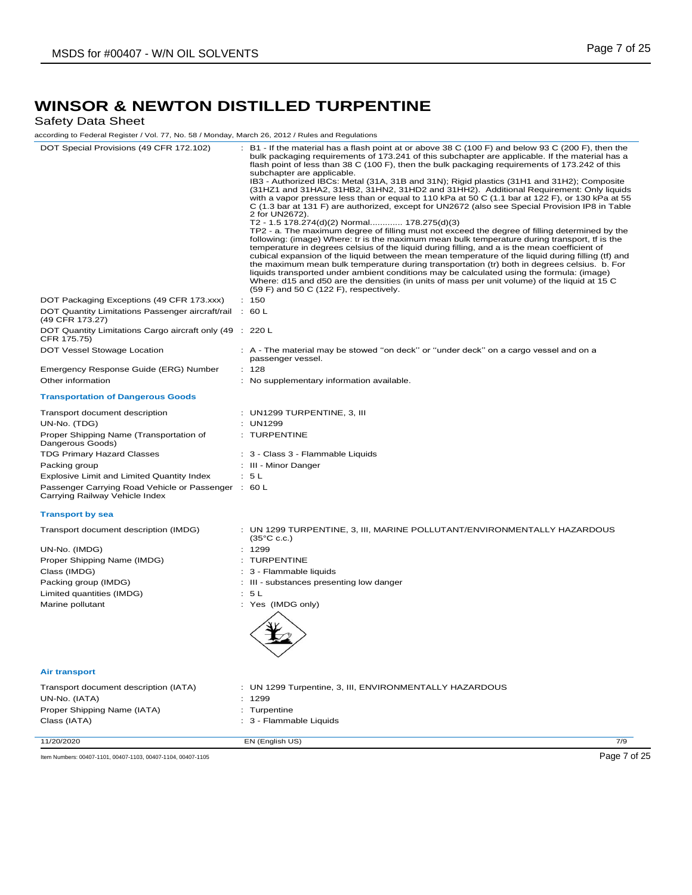# WINSOR & NEWTON DISTILLED TURPENTINE

Safety Data Sheet

according to Federal Register / Vol. 77, No. 58 / Monday, March 26, 2012 / Rules and Regulations

| | |
|---|---|
| DOT Special Provisions (49 CFR 172.102) | : B1 - If the material has a flash point at or above 38 C (100 F) and below 93 C (200 F), then the bulk packaging requirements of 173.241 of this subchapter are applicable. If the material has a flash point of less than 38 C (100 F), then the bulk packaging requirements of 173.242 of this subchapter are applicable.<br>IB3 - Authorized IBCs: Metal (31A, 31B and 31N); Rigid plastics (31H1 and 31H2); Composite (31HZ1 and 31HA2, 31HB2, 31HN2, 31HD2 and 31HH2). Additional Requirement: Only liquids with a vapor pressure less than or equal to 110 kPa at 50 C (1.1 bar at 122 F), or 130 kPa at 55 C (1.3 bar at 131 F) are authorized, except for UN2672 (also see Special Provision IP8 in Table 2 for UN2672).<br>T2 - 1.5 178.274(d)(2) Normal............ 178.275(d)(3)<br>TP2 - a. The maximum degree of filling must not exceed the degree of filling determined by the following: (image) Where: tr is the maximum mean bulk temperature during transport, tf is the temperature in degrees celsius of the liquid during filling, and a is the mean coefficient of cubical expansion of the liquid between the mean temperature of the liquid during filling (tf) and the maximum mean bulk temperature during transportation (tr) both in degrees celsius. b. For liquids transported under ambient conditions may be calculated using the formula: (image) Where: d15 and d50 are the densities (in units of mass per unit volume) of the liquid at 15 C (59 F) and 50 C (122 F), respectively. |
| DOT Packaging Exceptions (49 CFR 173.xxx) | : 150 |
| DOT Quantity Limitations Passenger aircraft/rail (49 CFR 173.27) | : 60 L |
| DOT Quantity Limitations Cargo aircraft only (49 CFR 175.75) | : 220 L |
| DOT Vessel Stowage Location | : A - The material may be stowed "on deck" or "under deck" on a cargo vessel and on a passenger vessel. |
| Emergency Response Guide (ERG) Number | : 128 |
| Other information | : No supplementary information available. |

### Transportation of Dangerous Goods

| | |
|---|---|
| Transport document description | : UN1299 TURPENTINE, 3, III |
| UN-No. (TDG) | : UN1299 |
| Proper Shipping Name (Transportation of Dangerous Goods) | : TURPENTINE |
| TDG Primary Hazard Classes | : 3 - Class 3 - Flammable Liquids |
| Packing group | : III - Minor Danger |
| Explosive Limit and Limited Quantity Index | : 5 L |
| Passenger Carrying Road Vehicle or Passenger Carrying Railway Vehicle Index | : 60 L |

### Transport by sea

| | |
|---|---|
| Transport document description (IMDG) | : UN 1299 TURPENTINE, 3, III, MARINE POLLUTANT/ENVIRONMENTALLY HAZARDOUS (35°C c.c.) |
| UN-No. (IMDG) | : 1299 |
| Proper Shipping Name (IMDG) | : TURPENTINE |
| Class (IMDG) | : 3 - Flammable liquids |
| Packing group (IMDG) | : III - substances presenting low danger |
| Limited quantities (IMDG) | : 5 L |
| Marine pollutant | : Yes (IMDG only) |

### Air transport

| | |
|---|---|
| Transport document description (IATA) | : UN 1299 Turpentine, 3, III, ENVIRONMENTALLY HAZARDOUS |
| UN-No. (IATA) | : 1299 |
| Proper Shipping Name (IATA) | : Turpentine |
| Class (IATA) | : 3 - Flammable Liquids |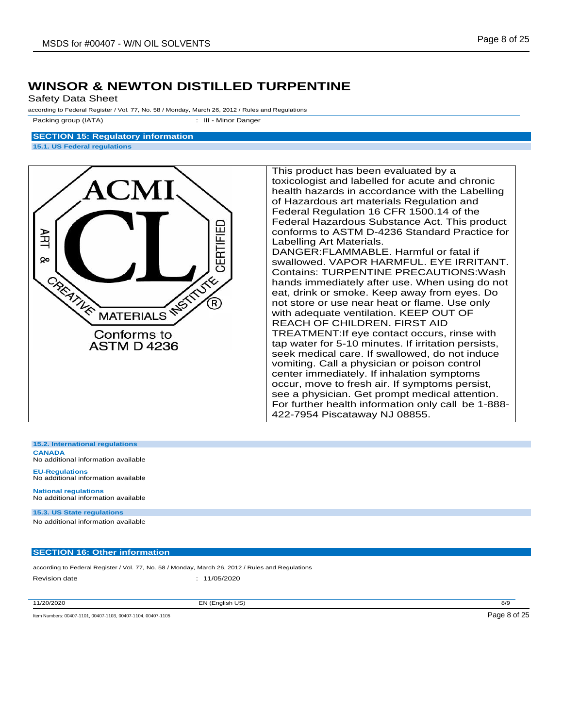# WINSOR & NEWTON DISTILLED TURPENTINE

Safety Data Sheet

according to Federal Register / Vol. 77, No. 58 / Monday, March 26, 2012 / Rules and Regulations

| | |
|---|---|
| Packing group (IATA) | : III - Minor Danger |

## SECTION 15: Regulatory information

### 15.1. US Federal regulations

| | |
|---|---|
| ACMI CL ART & CREATIVE MATERIALS INSTITUTE CERTIFIED ® Conforms to ASTM D 4236 | This product has been evaluated by a toxicologist and labelled for acute and chronic health hazards in accordance with the Labelling of Hazardous art materials Regulation and Federal Regulation 16 CFR 1500.14 of the Federal Hazardous Substance Act. This product conforms to ASTM D-4236 Standard Practice for Labelling Art Materials. DANGER:FLAMMABLE. Harmful or fatal if swallowed. VAPOR HARMFUL. EYE IRRITANT. Contains: TURPENTINE PRECAUTIONS:Wash hands immediately after use. When using do not eat, drink or smoke. Keep away from eyes. Do not store or use near heat or flame. Use only with adequate ventilation. KEEP OUT OF REACH OF CHILDREN. FIRST AID TREATMENT:If eye contact occurs, rinse with tap water for 5-10 minutes. If irritation persists, seek medical care. If swallowed, do not induce vomiting. Call a physician or poison control center immediately. If inhalation symptoms occur, move to fresh air. If symptoms persist, see a physician. Get prompt medical attention. For further health information only call be 1-888-422-7954 Piscataway NJ 08855. |

### 15.2. International regulations

**CANADA**

No additional information available

**EU-Regulations**

No additional information available

**National regulations**

No additional information available

### 15.3. US State regulations

No additional information available

## SECTION 16: Other information

according to Federal Register / Vol. 77, No. 58 / Monday, March 26, 2012 / Rules and Regulations

| | |
|---|---|
| Revision date | : 11/05/2020 |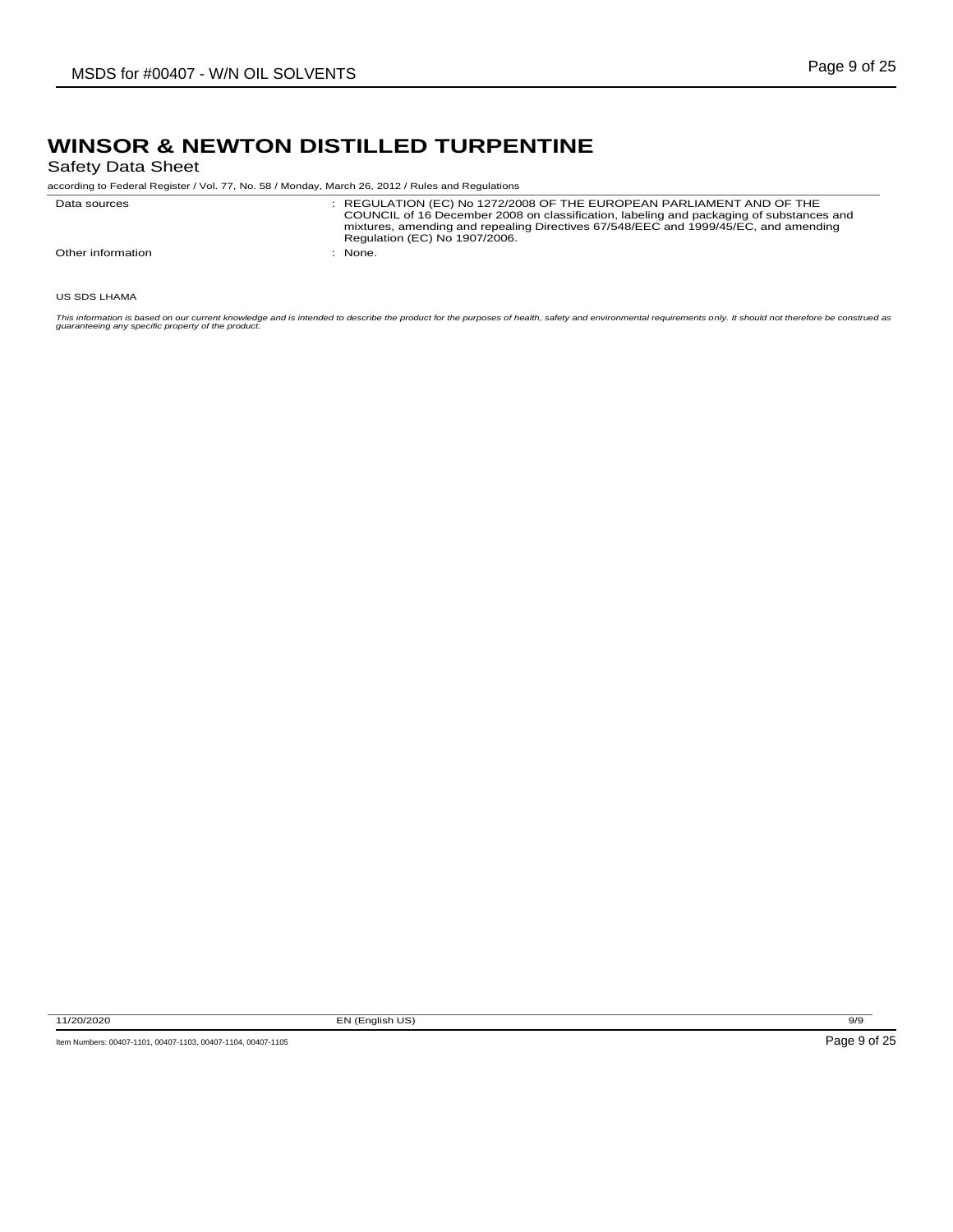# WINSOR & NEWTON DISTILLED TURPENTINE

Safety Data Sheet

according to Federal Register / Vol. 77, No. 58 / Monday, March 26, 2012 / Rules and Regulations

| | |
|---|---|
| Data sources | : REGULATION (EC) No 1272/2008 OF THE EUROPEAN PARLIAMENT AND OF THE COUNCIL of 16 December 2008 on classification, labeling and packaging of substances and mixtures, amending and repealing Directives 67/548/EEC and 1999/45/EC, and amending Regulation (EC) No 1907/2006. |
| Other information | : None. |

US SDS LHAMA

*This information is based on our current knowledge and is intended to describe the product for the purposes of health, safety and environmental requirements only. It should not therefore be construed as guaranteeing any specific property of the product.*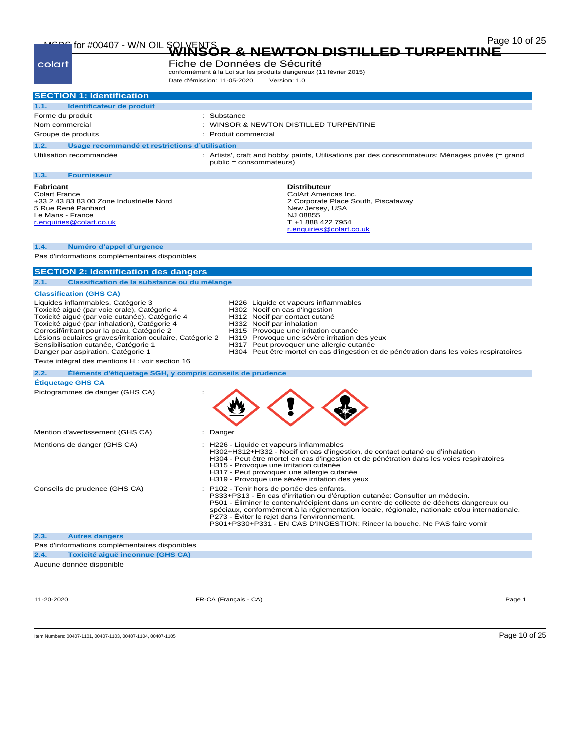# WINSOR & NEWTON DISTILLED TURPENTINE

Fiche de Données de Sécurité

conformément à la Loi sur les produits dangereux (11 février 2015)

Date d'émission: 11-05-2020 Version: 1.0

## SECTION 1: Identification

### 1.1. Identificateur de produit

| | |
|---|---|
| Forme du produit | : Substance |
| Nom commercial | : WINSOR & NEWTON DISTILLED TURPENTINE |
| Groupe de produits | : Produit commercial |

### 1.2. Usage recommandé et restrictions d'utilisation

| | |
|---|---|
| Utilisation recommandée | : Artists', craft and hobby paints, Utilisations par des consommateurs: Ménages privés (= grand public = consommateurs) |

### 1.3. Fournisseur

**Fabricant**
Colart France
+33 2 43 83 83 00 Zone Industrielle Nord
5 Rue René Panhard
Le Mans - France
r.enquiries@colart.co.uk

**Distributeur**
ColArt Americas Inc.
2 Corporate Place South, Piscataway
New Jersey, USA
NJ 08855
T +1 888 422 7954
r.enquiries@colart.co.uk

### 1.4. Numéro d'appel d'urgence

Pas d'informations complémentaires disponibles

## SECTION 2: Identification des dangers

### 2.1. Classification de la substance ou du mélange

**Classification (GHS CA)**

| | |
|---|---|
| Liquides inflammables, Catégorie 3 | H226 Liquide et vapeurs inflammables |
| Toxicité aiguë (par voie orale), Catégorie 4 | H302 Nocif en cas d'ingestion |
| Toxicité aiguë (par voie cutanée), Catégorie 4 | H312 Nocif par contact cutané |
| Toxicité aiguë (par inhalation), Catégorie 4 | H332 Nocif par inhalation |
| Corrosif/irritant pour la peau, Catégorie 2 | H315 Provoque une irritation cutanée |
| Lésions oculaires graves/irritation oculaire, Catégorie 2 | H319 Provoque une sévère irritation des yeux |
| Sensibilisation cutanée, Catégorie 1 | H317 Peut provoquer une allergie cutanée |
| Danger par aspiration, Catégorie 1 | H304 Peut être mortel en cas d'ingestion et de pénétration dans les voies respiratoires |

Texte intégral des mentions H : voir section 16

### 2.2. Éléments d'étiquetage SGH, y compris conseils de prudence

**Étiquetage GHS CA**

Pictogrammes de danger (GHS CA) :

Mention d'avertissement (GHS CA) : Danger

Mentions de danger (GHS CA) :
- H226 - Liquide et vapeurs inflammables
- H302+H312+H332 - Nocif en cas d'ingestion, de contact cutané ou d'inhalation
- H304 - Peut être mortel en cas d'ingestion et de pénétration dans les voies respiratoires
- H315 - Provoque une irritation cutanée
- H317 - Peut provoquer une allergie cutanée
- H319 - Provoque une sévère irritation des yeux

Conseils de prudence (GHS CA) :
- P102 - Tenir hors de portée des enfants.
- P333+P313 - En cas d'irritation ou d'éruption cutanée: Consulter un médecin.
- P501 - Éliminer le contenu/récipient dans un centre de collecte de déchets dangereux ou spéciaux, conformément à la réglementation locale, régionale, nationale et/ou internationale.
- P273 - Éviter le rejet dans l'environnement.
- P301+P330+P331 - EN CAS D'INGESTION: Rincer la bouche. Ne PAS faire vomir

### 2.3. Autres dangers

Pas d'informations complémentaires disponibles

### 2.4. Toxicité aiguë inconnue (GHS CA)

Aucune donnée disponible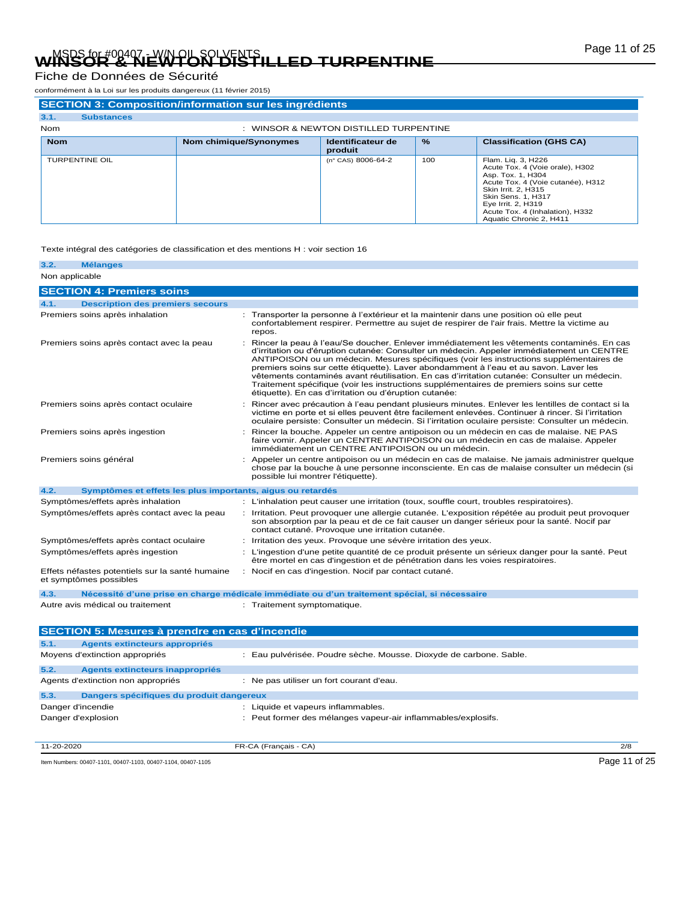# WINSOR & NEWTON DISTILLED TURPENTINE

Fiche de Données de Sécurité

conformément à la Loi sur les produits dangereux (11 février 2015)

## SECTION 3: Composition/information sur les ingrédients

### 3.1. Substances

Nom : WINSOR & NEWTON DISTILLED TURPENTINE

| Nom | Nom chimique/Synonymes | Identificateur de produit | % | Classification (GHS CA) |
|---|---|---|---|---|
| TURPENTINE OIL | | (n° CAS) 8006-64-2 | 100 | Flam. Liq. 3, H226<br>Acute Tox. 4 (Voie orale), H302<br>Asp. Tox. 1, H304<br>Acute Tox. 4 (Voie cutanée), H312<br>Skin Irrit. 2, H315<br>Skin Sens. 1, H317<br>Eye Irrit. 2, H319<br>Acute Tox. 4 (Inhalation), H332<br>Aquatic Chronic 2, H411 |

Texte intégral des catégories de classification et des mentions H : voir section 16

### 3.2. Mélanges

Non applicable

## SECTION 4: Premiers soins

### 4.1. Description des premiers secours

Premiers soins après inhalation : Transporter la personne à l'extérieur et la maintenir dans une position où elle peut confortablement respirer. Permettre au sujet de respirer de l'air frais. Mettre la victime au repos.

Premiers soins après contact avec la peau : Rincer la peau à l'eau/Se doucher. Enlever immédiatement les vêtements contaminés. En cas d'irritation ou d'éruption cutanée: Consulter un médecin. Appeler immédiatement un CENTRE ANTIPOISON ou un médecin. Mesures spécifiques (voir les instructions supplémentaires de premiers soins sur cette étiquette). Laver abondamment à l'eau et au savon. Laver les vêtements contaminés avant réutilisation. En cas d'irritation cutanée: Consulter un médecin. Traitement spécifique (voir les instructions supplémentaires de premiers soins sur cette étiquette). En cas d'irritation ou d'éruption cutanée:

Premiers soins après contact oculaire : Rincer avec précaution à l'eau pendant plusieurs minutes. Enlever les lentilles de contact si la victime en porte et si elles peuvent être facilement enlevées. Continuer à rincer. Si l'irritation oculaire persiste: Consulter un médecin. Si l'irritation oculaire persiste: Consulter un médecin.

Premiers soins après ingestion : Rincer la bouche. Appeler un centre antipoison ou un médecin en cas de malaise. NE PAS faire vomir. Appeler un CENTRE ANTIPOISON ou un médecin en cas de malaise. Appeler immédiatement un CENTRE ANTIPOISON ou un médecin.

Premiers soins général : Appeler un centre antipoison ou un médecin en cas de malaise. Ne jamais administrer quelque chose par la bouche à une personne inconsciente. En cas de malaise consulter un médecin (si possible lui montrer l'étiquette).

### 4.2. Symptômes et effets les plus importants, aigus ou retardés

Symptômes/effets après inhalation : L'inhalation peut causer une irritation (toux, souffle court, troubles respiratoires).

Symptômes/effets après contact avec la peau : Irritation. Peut provoquer une allergie cutanée. L'exposition répétée au produit peut provoquer son absorption par la peau et de ce fait causer un danger sérieux pour la santé. Nocif par contact cutané. Provoque une irritation cutanée.

Symptômes/effets après contact oculaire : Irritation des yeux. Provoque une sévère irritation des yeux.

Symptômes/effets après ingestion : L'ingestion d'une petite quantité de ce produit présente un sérieux danger pour la santé. Peut être mortel en cas d'ingestion et de pénétration dans les voies respiratoires.

Effets néfastes potentiels sur la santé humaine et symptômes possibles : Nocif en cas d'ingestion. Nocif par contact cutané.

### 4.3. Nécessité d'une prise en charge médicale immédiate ou d'un traitement spécial, si nécessaire

Autre avis médical ou traitement : Traitement symptomatique.

## SECTION 5: Mesures à prendre en cas d'incendie

### 5.1. Agents extincteurs appropriés

Moyens d'extinction appropriés : Eau pulvérisée. Poudre sèche. Mousse. Dioxyde de carbone. Sable.

### 5.2. Agents extincteurs inappropriés

Agents d'extinction non appropriés : Ne pas utiliser un fort courant d'eau.

### 5.3. Dangers spécifiques du produit dangereux

Danger d'incendie : Liquide et vapeurs inflammables.

Danger d'explosion : Peut former des mélanges vapeur-air inflammables/explosifs.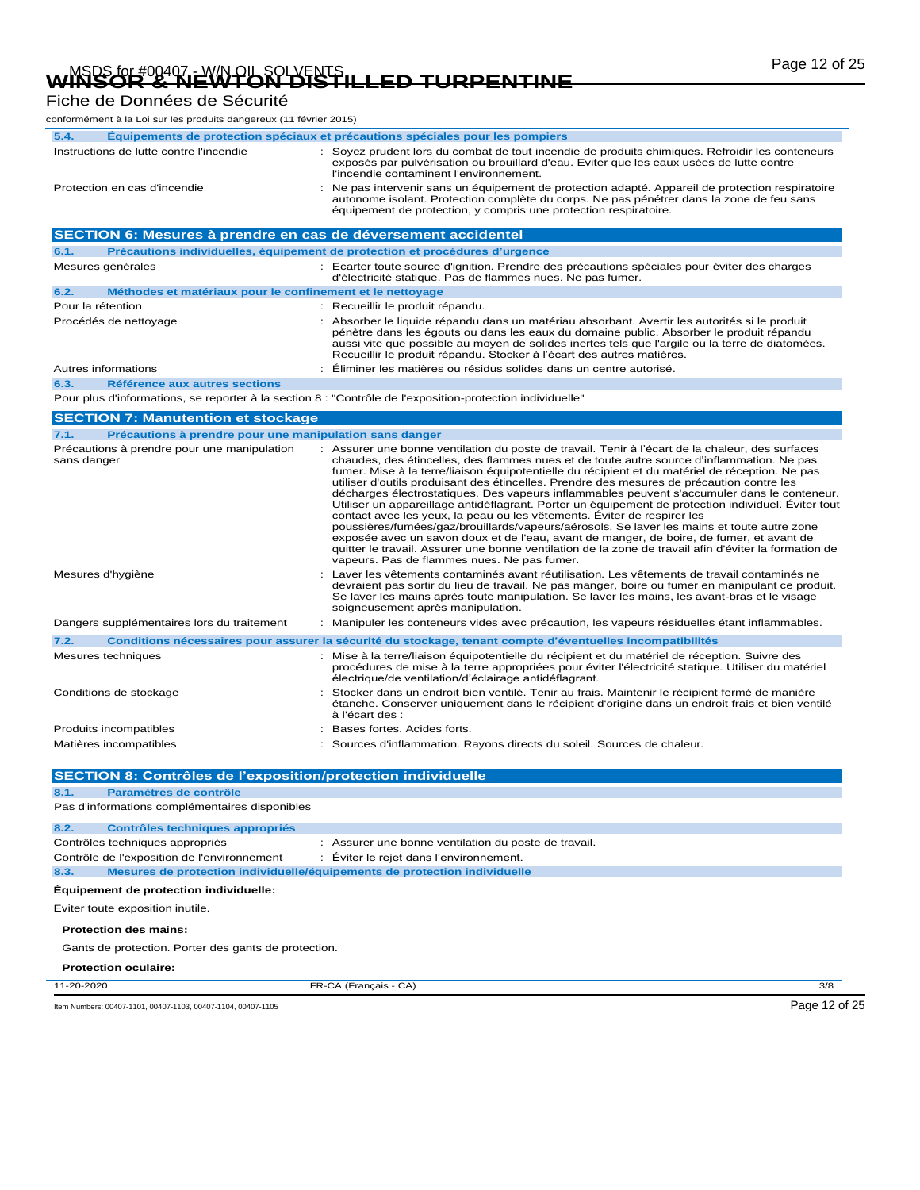# WINSOR & NEWTON DISTILLED TURPENTINE

Fiche de Données de Sécurité

conformément à la Loi sur les produits dangereux (11 février 2015)

### 5.4. Équipements de protection spéciaux et précautions spéciales pour les pompiers

| | |
|---|---|
| Instructions de lutte contre l'incendie | : Soyez prudent lors du combat de tout incendie de produits chimiques. Refroidir les conteneurs exposés par pulvérisation ou brouillard d'eau. Eviter que les eaux usées de lutte contre l'incendie contaminent l'environnement. |
| Protection en cas d'incendie | : Ne pas intervenir sans un équipement de protection adapté. Appareil de protection respiratoire autonome isolant. Protection complète du corps. Ne pas pénétrer dans la zone de feu sans équipement de protection, y compris une protection respiratoire. |

## SECTION 6: Mesures à prendre en cas de déversement accidentel

### 6.1. Précautions individuelles, équipement de protection et procédures d'urgence

| | |
|---|---|
| Mesures générales | : Ecarter toute source d'ignition. Prendre des précautions spéciales pour éviter des charges d'électricité statique. Pas de flammes nues. Ne pas fumer. |

### 6.2. Méthodes et matériaux pour le confinement et le nettoyage

| | |
|---|---|
| Pour la rétention | : Recueillir le produit répandu. |
| Procédés de nettoyage | : Absorber le liquide répandu dans un matériau absorbant. Avertir les autorités si le produit pénètre dans les égouts ou dans les eaux du domaine public. Absorber le produit répandu aussi vite que possible au moyen de solides inertes tels que l'argile ou la terre de diatomées. Recueillir le produit répandu. Stocker à l'écart des autres matières. |
| Autres informations | : Éliminer les matières ou résidus solides dans un centre autorisé. |

### 6.3. Référence aux autres sections

Pour plus d'informations, se reporter à la section 8 : "Contrôle de l'exposition-protection individuelle"

## SECTION 7: Manutention et stockage

### 7.1. Précautions à prendre pour une manipulation sans danger

| | |
|---|---|
| Précautions à prendre pour une manipulation sans danger | : Assurer une bonne ventilation du poste de travail. Tenir à l'écart de la chaleur, des surfaces chaudes, des étincelles, des flammes nues et de toute autre source d'inflammation. Ne pas fumer. Mise à la terre/liaison équipotentielle du récipient et du matériel de réception. Ne pas utiliser d'outils produisant des étincelles. Prendre des mesures de précaution contre les décharges électrostatiques. Des vapeurs inflammables peuvent s'accumuler dans le conteneur. Utiliser un appareillage antidéflagrant. Porter un équipement de protection individuel. Éviter tout contact avec les yeux, la peau ou les vêtements. Éviter de respirer les poussières/fumées/gaz/brouillards/vapeurs/aérosols. Se laver les mains et toute autre zone exposée avec un savon doux et de l'eau, avant de manger, de boire, de fumer, et avant de quitter le travail. Assurer une bonne ventilation de la zone de travail afin d'éviter la formation de vapeurs. Pas de flammes nues. Ne pas fumer. |
| Mesures d'hygiène | : Laver les vêtements contaminés avant réutilisation. Les vêtements de travail contaminés ne devraient pas sortir du lieu de travail. Ne pas manger, boire ou fumer en manipulant ce produit. Se laver les mains après toute manipulation. Se laver les mains, les avant-bras et le visage soigneusement après manipulation. |
| Dangers supplémentaires lors du traitement | : Manipuler les conteneurs vides avec précaution, les vapeurs résiduelles étant inflammables. |

### 7.2. Conditions nécessaires pour assurer la sécurité du stockage, tenant compte d'éventuelles incompatibilités

| | |
|---|---|
| Mesures techniques | : Mise à la terre/liaison équipotentielle du récipient et du matériel de réception. Suivre des procédures de mise à la terre appropriées pour éviter l'électricité statique. Utiliser du matériel électrique/de ventilation/d'éclairage antidéflagrant. |
| Conditions de stockage | : Stocker dans un endroit bien ventilé. Tenir au frais. Maintenir le récipient fermé de manière étanche. Conserver uniquement dans le récipient d'origine dans un endroit frais et bien ventilé à l'écart des : |
| Produits incompatibles | : Bases fortes. Acides forts. |
| Matières incompatibles | : Sources d'inflammation. Rayons directs du soleil. Sources de chaleur. |

## SECTION 8: Contrôles de l'exposition/protection individuelle

### 8.1. Paramètres de contrôle

Pas d'informations complémentaires disponibles

### 8.2. Contrôles techniques appropriés

| | |
|---|---|
| Contrôles techniques appropriés | : Assurer une bonne ventilation du poste de travail. |
| Contrôle de l'exposition de l'environnement | : Éviter le rejet dans l'environnement. |

### 8.3. Mesures de protection individuelle/équipements de protection individuelle

**Équipement de protection individuelle:**

Eviter toute exposition inutile.

**Protection des mains:**

Gants de protection. Porter des gants de protection.

**Protection oculaire:**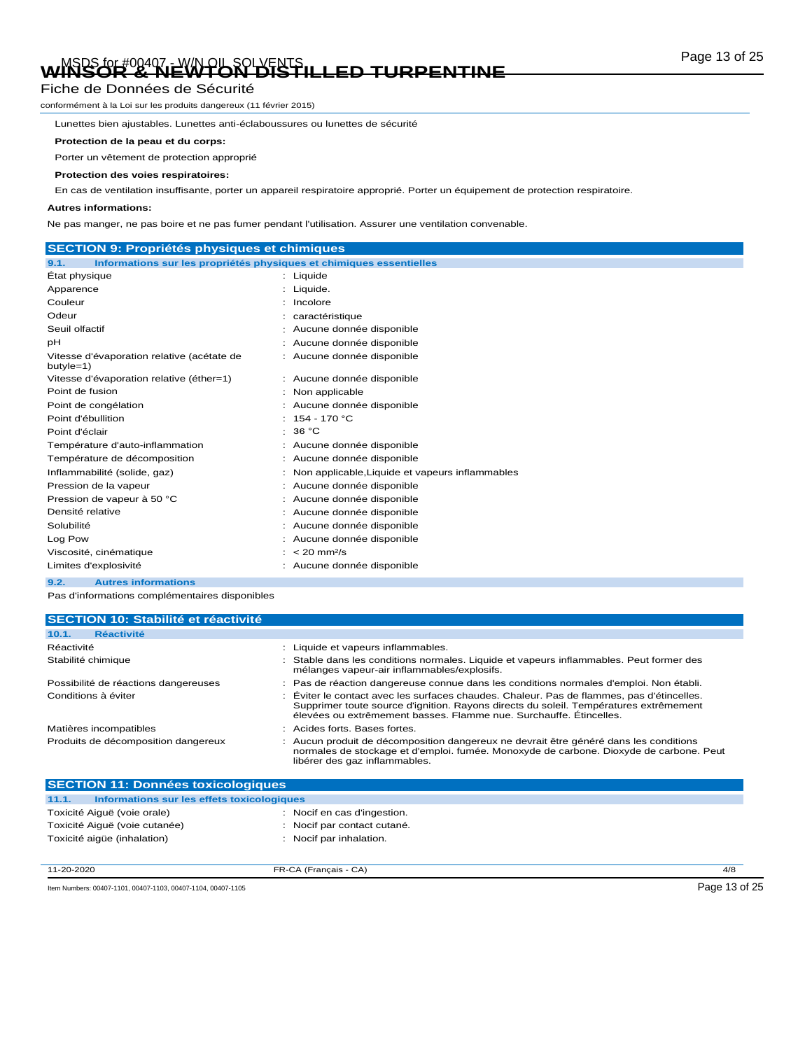Lunettes bien ajustables. Lunettes anti-éclaboussures ou lunettes de sécurité

**Protection de la peau et du corps:**

Porter un vêtement de protection approprié

**Protection des voies respiratoires:**

En cas de ventilation insuffisante, porter un appareil respiratoire approprié. Porter un équipement de protection respiratoire.

**Autres informations:**

Ne pas manger, ne pas boire et ne pas fumer pendant l'utilisation. Assurer une ventilation convenable.

## SECTION 9: Propriétés physiques et chimiques

### 9.1. Informations sur les propriétés physiques et chimiques essentielles

| | |
|---|---|
| État physique | : Liquide |
| Apparence | : Liquide. |
| Couleur | : Incolore |
| Odeur | : caractéristique |
| Seuil olfactif | : Aucune donnée disponible |
| pH | : Aucune donnée disponible |
| Vitesse d'évaporation relative (acétate de butyle=1) | : Aucune donnée disponible |
| Vitesse d'évaporation relative (éther=1) | : Aucune donnée disponible |
| Point de fusion | : Non applicable |
| Point de congélation | : Aucune donnée disponible |
| Point d'ébullition | : 154 - 170 °C |
| Point d'éclair | : 36 °C |
| Température d'auto-inflammation | : Aucune donnée disponible |
| Température de décomposition | : Aucune donnée disponible |
| Inflammabilité (solide, gaz) | : Non applicable,Liquide et vapeurs inflammables |
| Pression de la vapeur | : Aucune donnée disponible |
| Pression de vapeur à 50 °C | : Aucune donnée disponible |
| Densité relative | : Aucune donnée disponible |
| Solubilité | : Aucune donnée disponible |
| Log Pow | : Aucune donnée disponible |
| Viscosité, cinématique | : < 20 mm²/s |
| Limites d'explosivité | : Aucune donnée disponible |

### 9.2. Autres informations

Pas d'informations complémentaires disponibles

## SECTION 10: Stabilité et réactivité

### 10.1. Réactivité

| | |
|---|---|
| Réactivité | : Liquide et vapeurs inflammables. |
| Stabilité chimique | : Stable dans les conditions normales. Liquide et vapeurs inflammables. Peut former des mélanges vapeur-air inflammables/explosifs. |
| Possibilité de réactions dangereuses | : Pas de réaction dangereuse connue dans les conditions normales d'emploi. Non établi. |
| Conditions à éviter | : Éviter le contact avec les surfaces chaudes. Chaleur. Pas de flammes, pas d'étincelles. Supprimer toute source d'ignition. Rayons directs du soleil. Températures extrêmement élevées ou extrêmement basses. Flamme nue. Surchauffe. Étincelles. |
| Matières incompatibles | : Acides forts. Bases fortes. |
| Produits de décomposition dangereux | : Aucun produit de décomposition dangereux ne devrait être généré dans les conditions normales de stockage et d'emploi. fumée. Monoxyde de carbone. Dioxyde de carbone. Peut libérer des gaz inflammables. |

## SECTION 11: Données toxicologiques

### 11.1. Informations sur les effets toxicologiques

| | |
|---|---|
| Toxicité Aiguë (voie orale) | : Nocif en cas d'ingestion. |
| Toxicité Aiguë (voie cutanée) | : Nocif par contact cutané. |
| Toxicité aigüe (inhalation) | : Nocif par inhalation. |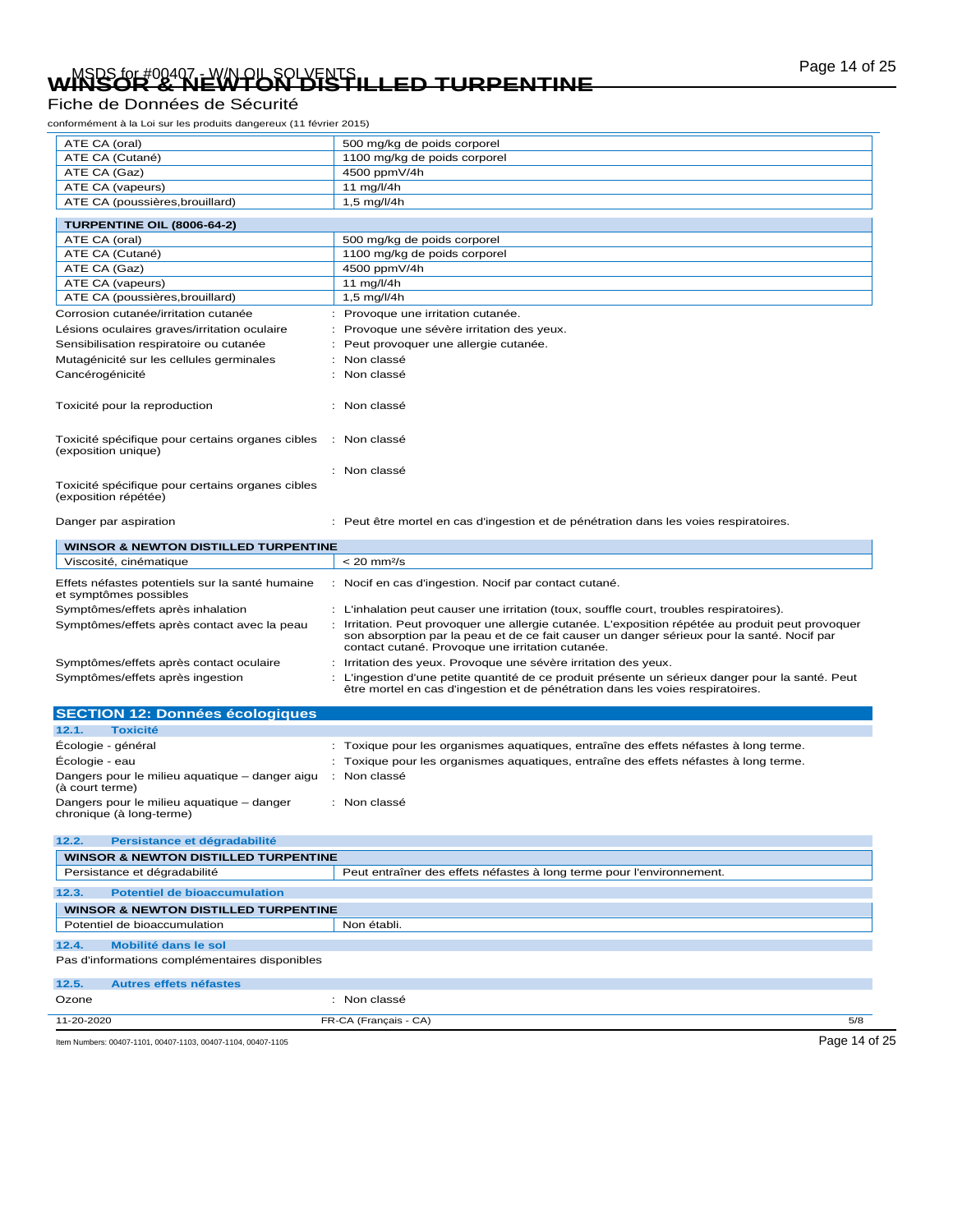| | |
|---|---|
| ATE CA (oral) | 500 mg/kg de poids corporel |
| ATE CA (Cutané) | 1100 mg/kg de poids corporel |
| ATE CA (Gaz) | 4500 ppmV/4h |
| ATE CA (vapeurs) | 11 mg/l/4h |
| ATE CA (poussières,brouillard) | 1,5 mg/l/4h |

| **TURPENTINE OIL (8006-64-2)** | |
|---|---|
| ATE CA (oral) | 500 mg/kg de poids corporel |
| ATE CA (Cutané) | 1100 mg/kg de poids corporel |
| ATE CA (Gaz) | 4500 ppmV/4h |
| ATE CA (vapeurs) | 11 mg/l/4h |
| ATE CA (poussières,brouillard) | 1,5 mg/l/4h |

Corrosion cutanée/irritation cutanée : Provoque une irritation cutanée.

Lésions oculaires graves/irritation oculaire : Provoque une sévère irritation des yeux.

Sensibilisation respiratoire ou cutanée : Peut provoquer une allergie cutanée.

Mutagénicité sur les cellules germinales : Non classé

Cancérogénicité : Non classé

Toxicité pour la reproduction : Non classé

Toxicité spécifique pour certains organes cibles (exposition unique) : Non classé

Toxicité spécifique pour certains organes cibles (exposition répétée) : Non classé

Danger par aspiration : Peut être mortel en cas d'ingestion et de pénétration dans les voies respiratoires.

| **WINSOR & NEWTON DISTILLED TURPENTINE** | |
|---|---|
| Viscosité, cinématique | < 20 mm²/s |

Effets néfastes potentiels sur la santé humaine et symptômes possibles : Nocif en cas d'ingestion. Nocif par contact cutané.

Symptômes/effets après inhalation : L'inhalation peut causer une irritation (toux, souffle court, troubles respiratoires).

Symptômes/effets après contact avec la peau : Irritation. Peut provoquer une allergie cutanée. L'exposition répétée au produit peut provoquer son absorption par la peau et de ce fait causer un danger sérieux pour la santé. Nocif par contact cutané. Provoque une irritation cutanée.

Symptômes/effets après contact oculaire : Irritation des yeux. Provoque une sévère irritation des yeux.

Symptômes/effets après ingestion : L'ingestion d'une petite quantité de ce produit présente un sérieux danger pour la santé. Peut être mortel en cas d'ingestion et de pénétration dans les voies respiratoires.

## SECTION 12: Données écologiques

### 12.1. Toxicité

Écologie - général : Toxique pour les organismes aquatiques, entraîne des effets néfastes à long terme.

Écologie - eau : Toxique pour les organismes aquatiques, entraîne des effets néfastes à long terme.

Dangers pour le milieu aquatique – danger aigu (à court terme) : Non classé

Dangers pour le milieu aquatique – danger chronique (à long-terme) : Non classé

### 12.2. Persistance et dégradabilité

| **WINSOR & NEWTON DISTILLED TURPENTINE** | |
|---|---|
| Persistance et dégradabilité | Peut entraîner des effets néfastes à long terme pour l'environnement. |

### 12.3. Potentiel de bioaccumulation

| **WINSOR & NEWTON DISTILLED TURPENTINE** | |
|---|---|
| Potentiel de bioaccumulation | Non établi. |

### 12.4. Mobilité dans le sol

Pas d'informations complémentaires disponibles

### 12.5. Autres effets néfastes

Ozone : Non classé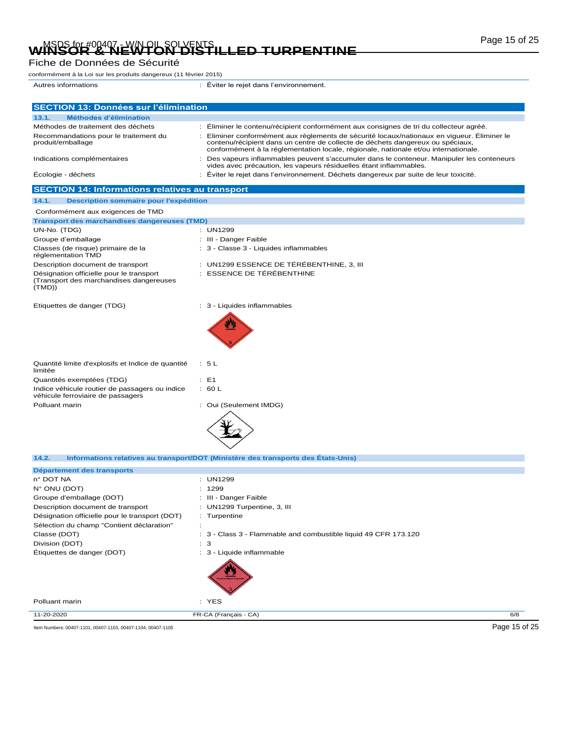Autres informations : Éviter le rejet dans l'environnement.

## SECTION 13: Données sur l'élimination

### 13.1. Méthodes d'élimination

| | |
|---|---|
| Méthodes de traitement des déchets | : Éliminer le contenu/récipient conformément aux consignes de tri du collecteur agréé. |
| Recommandations pour le traitement du produit/emballage | : Eliminer conformément aux règlements de sécurité locaux/nationaux en vigueur. Éliminer le contenu/récipient dans un centre de collecte de déchets dangereux ou spéciaux, conformément à la réglementation locale, régionale, nationale et/ou internationale. |
| Indications complémentaires | : Des vapeurs inflammables peuvent s'accumuler dans le conteneur. Manipuler les conteneurs vides avec précaution, les vapeurs résiduelles étant inflammables. |
| Écologie - déchets | : Éviter le rejet dans l'environnement. Déchets dangereux par suite de leur toxicité. |

## SECTION 14: Informations relatives au transport

### 14.1. Description sommaire pour l'expédition

Conformément aux exigences de TMD

**Transport des marchandises dangereuses (TMD)**

| | |
|---|---|
| UN-No. (TDG) | : UN1299 |
| Groupe d'emballage | : III - Danger Faible |
| Classes (de risque) primaire de la réglementation TMD | : 3 - Classe 3 - Liquides inflammables |
| Description document de transport | : UN1299 ESSENCE DE TÉRÉBENTHINE, 3, III |
| Désignation officielle pour le transport (Transport des marchandises dangereuses (TMD)) | : ESSENCE DE TÉRÉBENTHINE |
| Etiquettes de danger (TDG) | : 3 - Liquides inflammables |
| Quantité limite d'explosifs et Indice de quantité limitée | : 5 L |
| Quantités exemptées (TDG) | : E1 |
| Indice véhicule routier de passagers ou indice véhicule ferroviaire de passagers | : 60 L |
| Polluant marin | : Oui (Seulement IMDG) |

### 14.2. Informations relatives au transport/DOT (Ministère des transports des États-Unis)

**Département des transports**

| | |
|---|---|
| n° DOT NA | : UN1299 |
| N° ONU (DOT) | : 1299 |
| Groupe d'emballage (DOT) | : III - Danger Faible |
| Description document de transport | : UN1299 Turpentine, 3, III |
| Désignation officielle pour le transport (DOT) | : Turpentine |
| Sélection du champ "Contient déclaration" | : |
| Classe (DOT) | : 3 - Class 3 - Flammable and combustible liquid 49 CFR 173.120 |
| Division (DOT) | : 3 |
| Étiquettes de danger (DOT) | : 3 - Liquide inflammable |
| Polluant marin | : YES |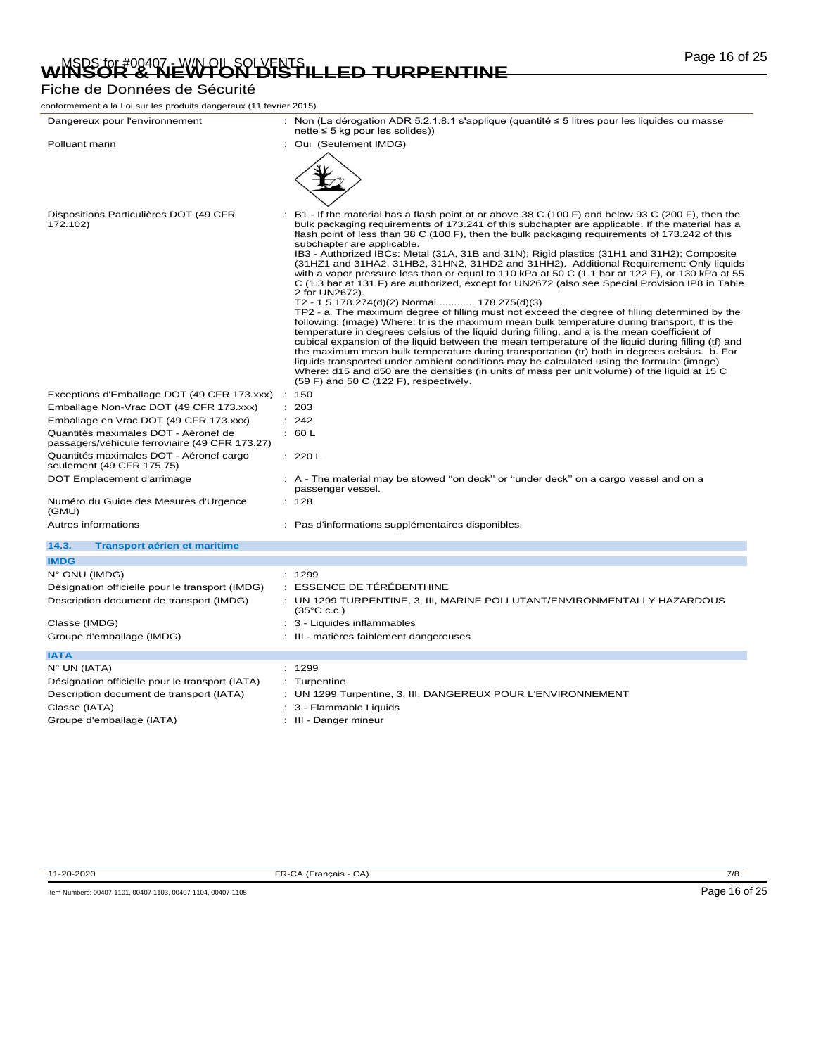| | |
|---|---|
| Dangereux pour l'environnement | : Non (La dérogation ADR 5.2.1.8.1 s'applique (quantité ≤ 5 litres pour les liquides ou masse nette ≤ 5 kg pour les solides)) |
| Polluant marin | : Oui (Seulement IMDG) |
| Dispositions Particulières DOT (49 CFR 172.102) | : B1 - If the material has a flash point at or above 38 C (100 F) and below 93 C (200 F), then the bulk packaging requirements of 173.241 of this subchapter are applicable. If the material has a flash point of less than 38 C (100 F), then the bulk packaging requirements of 173.242 of this subchapter are applicable.<br>IB3 - Authorized IBCs: Metal (31A, 31B and 31N); Rigid plastics (31H1 and 31H2); Composite (31HZ1 and 31HA2, 31HB2, 31HN2, 31HD2 and 31HH2). Additional Requirement: Only liquids with a vapor pressure less than or equal to 110 kPa at 50 C (1.1 bar at 122 F), or 130 kPa at 55 C (1.3 bar at 131 F) are authorized, except for UN2672 (also see Special Provision IP8 in Table 2 for UN2672).<br>T2 - 1.5 178.274(d)(2) Normal............ 178.275(d)(3)<br>TP2 - a. The maximum degree of filling must not exceed the degree of filling determined by the following: (image) Where: tr is the maximum mean bulk temperature during transport, tf is the temperature in degrees celsius of the liquid during filling, and a is the mean coefficient of cubical expansion of the liquid between the mean temperature of the liquid during filling (tf) and the maximum mean bulk temperature during transportation (tr) both in degrees celsius. b. For liquids transported under ambient conditions may be calculated using the formula: (image) Where: d15 and d50 are the densities (in units of mass per unit volume) of the liquid at 15 C (59 F) and 50 C (122 F), respectively. |
| Exceptions d'Emballage DOT (49 CFR 173.xxx) | : 150 |
| Emballage Non-Vrac DOT (49 CFR 173.xxx) | : 203 |
| Emballage en Vrac DOT (49 CFR 173.xxx) | : 242 |
| Quantités maximales DOT - Aéronef de passagers/véhicule ferroviaire (49 CFR 173.27) | : 60 L |
| Quantités maximales DOT - Aéronef cargo seulement (49 CFR 175.75) | : 220 L |
| DOT Emplacement d'arrimage | : A - The material may be stowed "on deck" or "under deck" on a cargo vessel and on a passenger vessel. |
| Numéro du Guide des Mesures d'Urgence (GMU) | : 128 |
| Autres informations | : Pas d'informations supplémentaires disponibles. |

### 14.3. Transport aérien et maritime

**IMDG**

| | |
|---|---|
| N° ONU (IMDG) | : 1299 |
| Désignation officielle pour le transport (IMDG) | : ESSENCE DE TÉRÉBENTHINE |
| Description document de transport (IMDG) | : UN 1299 TURPENTINE, 3, III, MARINE POLLUTANT/ENVIRONMENTALLY HAZARDOUS (35°C c.c.) |
| Classe (IMDG) | : 3 - Liquides inflammables |
| Groupe d'emballage (IMDG) | : III - matières faiblement dangereuses |

**IATA**

| | |
|---|---|
| N° UN (IATA) | : 1299 |
| Désignation officielle pour le transport (IATA) | : Turpentine |
| Description document de transport (IATA) | : UN 1299 Turpentine, 3, III, DANGEREUX POUR L'ENVIRONNEMENT |
| Classe (IATA) | : 3 - Flammable Liquids |
| Groupe d'emballage (IATA) | : III - Danger mineur |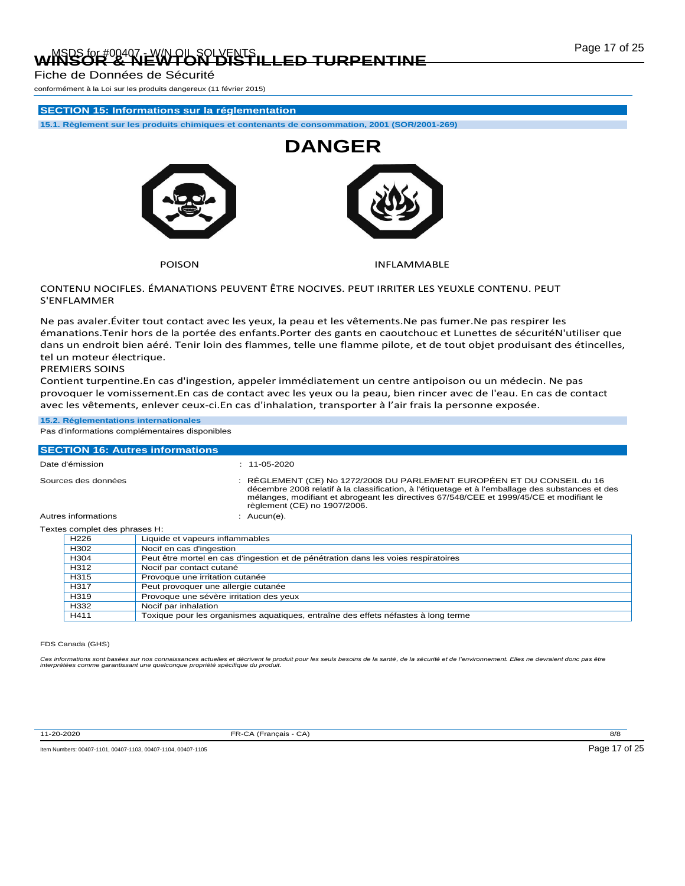## SECTION 15: Informations sur la réglementation

### 15.1. Règlement sur les produits chimiques et contenants de consommation, 2001 (SOR/2001-269)

# DANGER

POISON

INFLAMMABLE

CONTENU NOCIFLES. ÉMANATIONS PEUVENT ÊTRE NOCIVES. PEUT IRRITER LES YEUXLE CONTENU. PEUT S'ENFLAMMER

Ne pas avaler.Éviter tout contact avec les yeux, la peau et les vêtements.Ne pas fumer.Ne pas respirer les émanations.Tenir hors de la portée des enfants.Porter des gants en caoutchouc et Lunettes de sécuritéN'utiliser que dans un endroit bien aéré. Tenir loin des flammes, telle une flamme pilote, et de tout objet produisant des étincelles, tel un moteur électrique.

PREMIERS SOINS

Contient turpentine.En cas d'ingestion, appeler immédiatement un centre antipoison ou un médecin. Ne pas provoquer le vomissement.En cas de contact avec les yeux ou la peau, bien rincer avec de l'eau. En cas de contact avec les vêtements, enlever ceux-ci.En cas d'inhalation, transporter à l'air frais la personne exposée.

### 15.2. Réglementations internationales

Pas d'informations complémentaires disponibles

## SECTION 16: Autres informations

Date d'émission : 11-05-2020

Sources des données : RÈGLEMENT (CE) No 1272/2008 DU PARLEMENT EUROPÉEN ET DU CONSEIL du 16 décembre 2008 relatif à la classification, à l'étiquetage et à l'emballage des substances et des mélanges, modifiant et abrogeant les directives 67/548/CEE et 1999/45/CE et modifiant le règlement (CE) no 1907/2006.

Autres informations : Aucun(e).

Textes complet des phrases H:

| | |
|---|---|
| H226 | Liquide et vapeurs inflammables |
| H302 | Nocif en cas d'ingestion |
| H304 | Peut être mortel en cas d'ingestion et de pénétration dans les voies respiratoires |
| H312 | Nocif par contact cutané |
| H315 | Provoque une irritation cutanée |
| H317 | Peut provoquer une allergie cutanée |
| H319 | Provoque une sévère irritation des yeux |
| H332 | Nocif par inhalation |
| H411 | Toxique pour les organismes aquatiques, entraîne des effets néfastes à long terme |

FDS Canada (GHS)

*Ces informations sont basées sur nos connaissances actuelles et décrivent le produit pour les seuls besoins de la santé, de la sécurité et de l'environnement. Elles ne devraient donc pas être interprétées comme garantissant une quelconque propriété spécifique du produit.*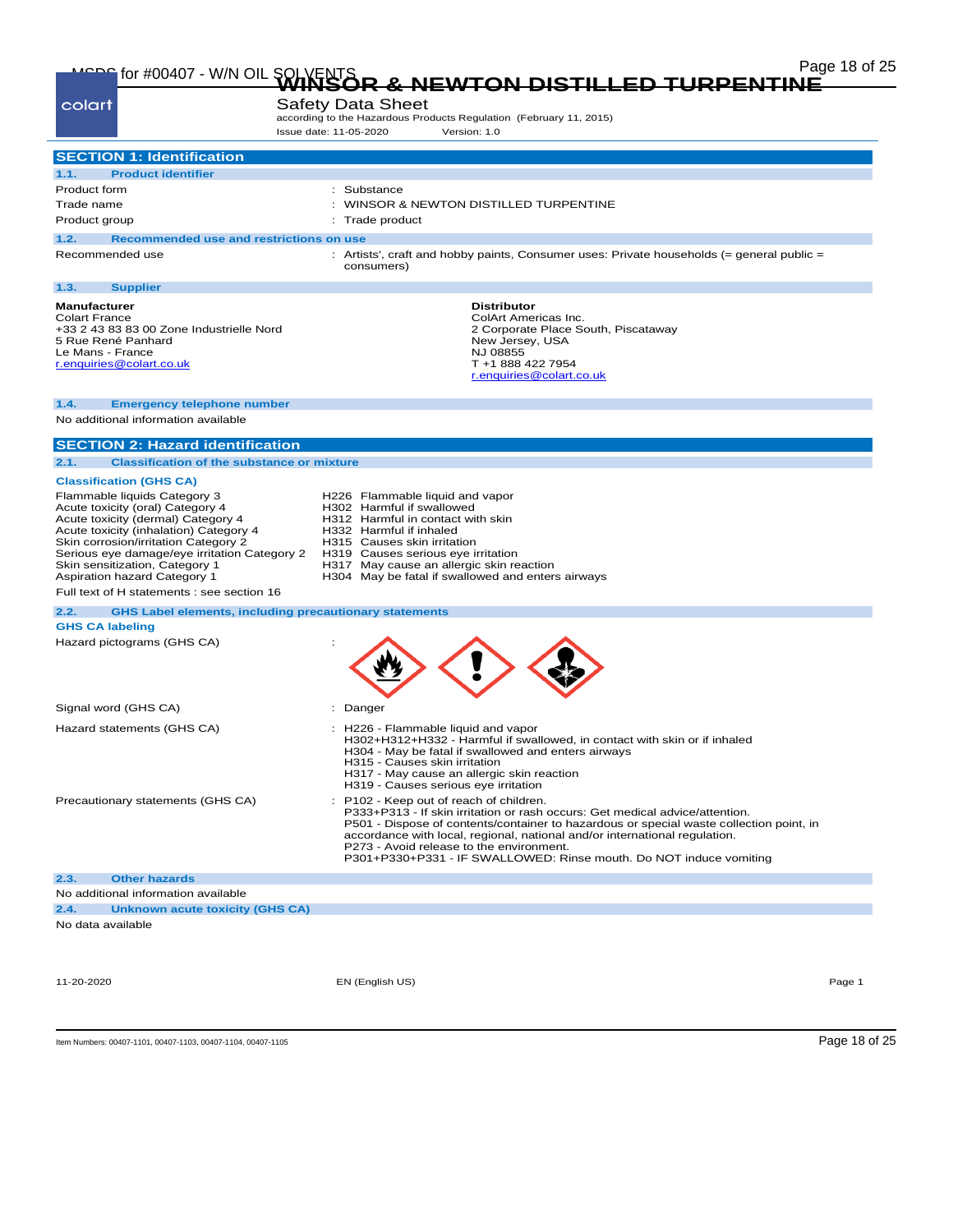# WINSOR & NEWTON DISTILLED TURPENTINE

Safety Data Sheet

according to the Hazardous Products Regulation (February 11, 2015)

Issue date: 11-05-2020 Version: 1.0

## SECTION 1: Identification

### 1.1. Product identifier

| | |
|---|---|
| Product form | : Substance |
| Trade name | : WINSOR & NEWTON DISTILLED TURPENTINE |
| Product group | : Trade product |

### 1.2. Recommended use and restrictions on use

| | |
|---|---|
| Recommended use | : Artists', craft and hobby paints, Consumer uses: Private households (= general public = consumers) |

### 1.3. Supplier

**Manufacturer**
Colart France
+33 2 43 83 83 00 Zone Industrielle Nord
5 Rue René Panhard
Le Mans - France
r.enquiries@colart.co.uk

**Distributor**
ColArt Americas Inc.
2 Corporate Place South, Piscataway
New Jersey, USA
NJ 08855
T +1 888 422 7954
r.enquiries@colart.co.uk

### 1.4. Emergency telephone number

No additional information available

## SECTION 2: Hazard identification

### 2.1. Classification of the substance or mixture

**Classification (GHS CA)**

| | |
|---|---|
| Flammable liquids Category 3 | H226 Flammable liquid and vapor |
| Acute toxicity (oral) Category 4 | H302 Harmful if swallowed |
| Acute toxicity (dermal) Category 4 | H312 Harmful in contact with skin |
| Acute toxicity (inhalation) Category 4 | H332 Harmful if inhaled |
| Skin corrosion/irritation Category 2 | H315 Causes skin irritation |
| Serious eye damage/eye irritation Category 2 | H319 Causes serious eye irritation |
| Skin sensitization, Category 1 | H317 May cause an allergic skin reaction |
| Aspiration hazard Category 1 | H304 May be fatal if swallowed and enters airways |

Full text of H statements : see section 16

### 2.2. GHS Label elements, including precautionary statements

**GHS CA labeling**

Hazard pictograms (GHS CA) :

Signal word (GHS CA) : Danger

Hazard statements (GHS CA) :
- H226 - Flammable liquid and vapor
- H302+H312+H332 - Harmful if swallowed, in contact with skin or if inhaled
- H304 - May be fatal if swallowed and enters airways
- H315 - Causes skin irritation
- H317 - May cause an allergic skin reaction
- H319 - Causes serious eye irritation

Precautionary statements (GHS CA) :
- P102 - Keep out of reach of children.
- P333+P313 - If skin irritation or rash occurs: Get medical advice/attention.
- P501 - Dispose of contents/container to hazardous or special waste collection point, in accordance with local, regional, national and/or international regulation.
- P273 - Avoid release to the environment.
- P301+P330+P331 - IF SWALLOWED: Rinse mouth. Do NOT induce vomiting

### 2.3. Other hazards

No additional information available

### 2.4. Unknown acute toxicity (GHS CA)

No data available

Item Numbers: 00407-1101, 00407-1103, 00407-1104, 00407-1105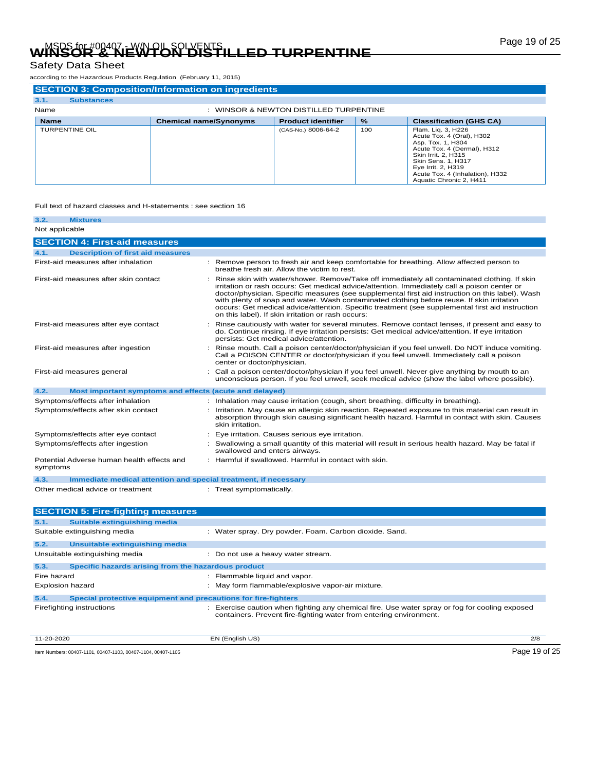# WINSOR & NEWTON DISTILLED TURPENTINE

Safety Data Sheet

according to the Hazardous Products Regulation (February 11, 2015)

## SECTION 3: Composition/Information on ingredients

### 3.1. Substances

Name : WINSOR & NEWTON DISTILLED TURPENTINE

| Name | Chemical name/Synonyms | Product identifier | % | Classification (GHS CA) |
|---|---|---|---|---|
| TURPENTINE OIL | | (CAS-No.) 8006-64-2 | 100 | Flam. Liq. 3, H226<br>Acute Tox. 4 (Oral), H302<br>Asp. Tox. 1, H304<br>Acute Tox. 4 (Dermal), H312<br>Skin Irrit. 2, H315<br>Skin Sens. 1, H317<br>Eye Irrit. 2, H319<br>Acute Tox. 4 (Inhalation), H332<br>Aquatic Chronic 2, H411 |

Full text of hazard classes and H-statements : see section 16

### 3.2. Mixtures

Not applicable

## SECTION 4: First-aid measures

### 4.1. Description of first aid measures

First-aid measures after inhalation : Remove person to fresh air and keep comfortable for breathing. Allow affected person to breathe fresh air. Allow the victim to rest.

First-aid measures after skin contact : Rinse skin with water/shower. Remove/Take off immediately all contaminated clothing. If skin irritation or rash occurs: Get medical advice/attention. Immediately call a poison center or doctor/physician. Specific measures (see supplemental first aid instruction on this label). Wash with plenty of soap and water. Wash contaminated clothing before reuse. If skin irritation occurs: Get medical advice/attention. Specific treatment (see supplemental first aid instruction on this label). If skin irritation or rash occurs:

First-aid measures after eye contact : Rinse cautiously with water for several minutes. Remove contact lenses, if present and easy to do. Continue rinsing. If eye irritation persists: Get medical advice/attention. If eye irritation persists: Get medical advice/attention.

First-aid measures after ingestion : Rinse mouth. Call a poison center/doctor/physician if you feel unwell. Do NOT induce vomiting. Call a POISON CENTER or doctor/physician if you feel unwell. Immediately call a poison center or doctor/physician.

First-aid measures general : Call a poison center/doctor/physician if you feel unwell. Never give anything by mouth to an unconscious person. If you feel unwell, seek medical advice (show the label where possible).

### 4.2. Most important symptoms and effects (acute and delayed)

Symptoms/effects after inhalation : Inhalation may cause irritation (cough, short breathing, difficulty in breathing).

Symptoms/effects after skin contact : Irritation. May cause an allergic skin reaction. Repeated exposure to this material can result in absorption through skin causing significant health hazard. Harmful in contact with skin. Causes skin irritation.

Symptoms/effects after eye contact : Eye irritation. Causes serious eye irritation.

Symptoms/effects after ingestion : Swallowing a small quantity of this material will result in serious health hazard. May be fatal if swallowed and enters airways.

Potential Adverse human health effects and symptoms : Harmful if swallowed. Harmful in contact with skin.

### 4.3. Immediate medical attention and special treatment, if necessary

Other medical advice or treatment : Treat symptomatically.

## SECTION 5: Fire-fighting measures

### 5.1. Suitable extinguishing media

Suitable extinguishing media : Water spray. Dry powder. Foam. Carbon dioxide. Sand.

### 5.2. Unsuitable extinguishing media

Unsuitable extinguishing media : Do not use a heavy water stream.

### 5.3. Specific hazards arising from the hazardous product

Fire hazard : Flammable liquid and vapor.

Explosion hazard : May form flammable/explosive vapor-air mixture.

### 5.4. Special protective equipment and precautions for fire-fighters

Firefighting instructions : Exercise caution when fighting any chemical fire. Use water spray or fog for cooling exposed containers. Prevent fire-fighting water from entering environment.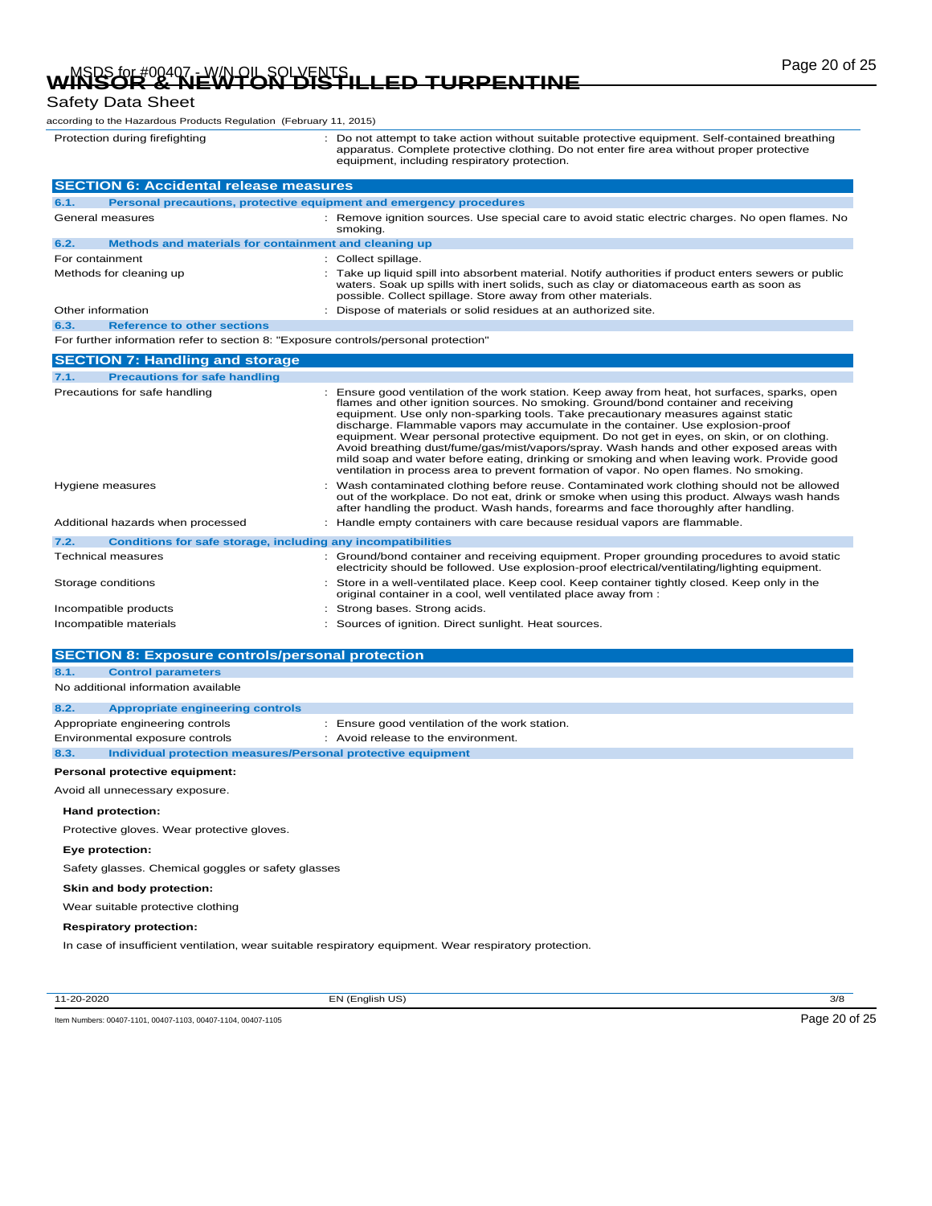| | |
|---|---|
| Protection during firefighting | : Do not attempt to take action without suitable protective equipment. Self-contained breathing apparatus. Complete protective clothing. Do not enter fire area without proper protective equipment, including respiratory protection. |

## SECTION 6: Accidental release measures

### 6.1. Personal precautions, protective equipment and emergency procedures

| | |
|---|---|
| General measures | : Remove ignition sources. Use special care to avoid static electric charges. No open flames. No smoking. |

### 6.2. Methods and materials for containment and cleaning up

| | |
|---|---|
| For containment | : Collect spillage. |
| Methods for cleaning up | : Take up liquid spill into absorbent material. Notify authorities if product enters sewers or public waters. Soak up spills with inert solids, such as clay or diatomaceous earth as soon as possible. Collect spillage. Store away from other materials. |
| Other information | : Dispose of materials or solid residues at an authorized site. |

### 6.3. Reference to other sections

For further information refer to section 8: "Exposure controls/personal protection"

## SECTION 7: Handling and storage

### 7.1. Precautions for safe handling

| | |
|---|---|
| Precautions for safe handling | : Ensure good ventilation of the work station. Keep away from heat, hot surfaces, sparks, open flames and other ignition sources. No smoking. Ground/bond container and receiving equipment. Use only non-sparking tools. Take precautionary measures against static discharge. Flammable vapors may accumulate in the container. Use explosion-proof equipment. Wear personal protective equipment. Do not get in eyes, on skin, or on clothing. Avoid breathing dust/fume/gas/mist/vapors/spray. Wash hands and other exposed areas with mild soap and water before eating, drinking or smoking and when leaving work. Provide good ventilation in process area to prevent formation of vapor. No open flames. No smoking. |
| Hygiene measures | : Wash contaminated clothing before reuse. Contaminated work clothing should not be allowed out of the workplace. Do not eat, drink or smoke when using this product. Always wash hands after handling the product. Wash hands, forearms and face thoroughly after handling. |
| Additional hazards when processed | : Handle empty containers with care because residual vapors are flammable. |

### 7.2. Conditions for safe storage, including any incompatibilities

| | |
|---|---|
| Technical measures | : Ground/bond container and receiving equipment. Proper grounding procedures to avoid static electricity should be followed. Use explosion-proof electrical/ventilating/lighting equipment. |
| Storage conditions | : Store in a well-ventilated place. Keep cool. Keep container tightly closed. Keep only in the original container in a cool, well ventilated place away from : |
| Incompatible products | : Strong bases. Strong acids. |
| Incompatible materials | : Sources of ignition. Direct sunlight. Heat sources. |

## SECTION 8: Exposure controls/personal protection

### 8.1. Control parameters

No additional information available

### 8.2. Appropriate engineering controls

| | |
|---|---|
| Appropriate engineering controls | : Ensure good ventilation of the work station. |
| Environmental exposure controls | : Avoid release to the environment. |

### 8.3. Individual protection measures/Personal protective equipment

**Personal protective equipment:**

Avoid all unnecessary exposure.

**Hand protection:**

Protective gloves. Wear protective gloves.

**Eye protection:**

Safety glasses. Chemical goggles or safety glasses

**Skin and body protection:**

Wear suitable protective clothing

**Respiratory protection:**

In case of insufficient ventilation, wear suitable respiratory equipment. Wear respiratory protection.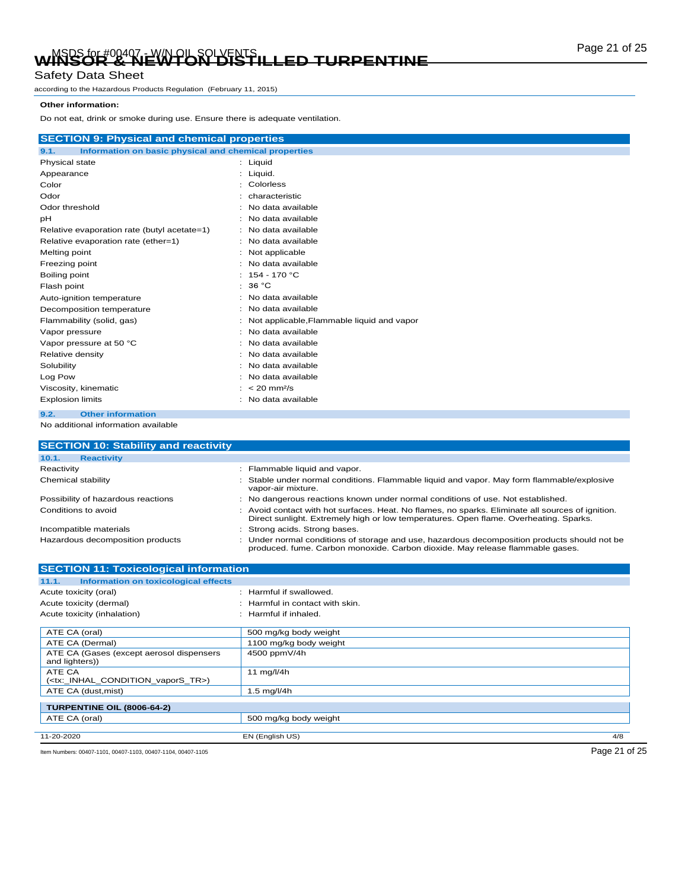**Other information:**

Do not eat, drink or smoke during use. Ensure there is adequate ventilation.

## SECTION 9: Physical and chemical properties

### 9.1. Information on basic physical and chemical properties

| | |
|---|---|
| Physical state | : Liquid |
| Appearance | : Liquid. |
| Color | : Colorless |
| Odor | : characteristic |
| Odor threshold | : No data available |
| pH | : No data available |
| Relative evaporation rate (butyl acetate=1) | : No data available |
| Relative evaporation rate (ether=1) | : No data available |
| Melting point | : Not applicable |
| Freezing point | : No data available |
| Boiling point | : 154 - 170 °C |
| Flash point | : 36 °C |
| Auto-ignition temperature | : No data available |
| Decomposition temperature | : No data available |
| Flammability (solid, gas) | : Not applicable,Flammable liquid and vapor |
| Vapor pressure | : No data available |
| Vapor pressure at 50 °C | : No data available |
| Relative density | : No data available |
| Solubility | : No data available |
| Log Pow | : No data available |
| Viscosity, kinematic | : < 20 mm²/s |
| Explosion limits | : No data available |

### 9.2. Other information

No additional information available

## SECTION 10: Stability and reactivity

### 10.1. Reactivity

| | |
|---|---|
| Reactivity | : Flammable liquid and vapor. |
| Chemical stability | : Stable under normal conditions. Flammable liquid and vapor. May form flammable/explosive vapor-air mixture. |
| Possibility of hazardous reactions | : No dangerous reactions known under normal conditions of use. Not established. |
| Conditions to avoid | : Avoid contact with hot surfaces. Heat. No flames, no sparks. Eliminate all sources of ignition. Direct sunlight. Extremely high or low temperatures. Open flame. Overheating. Sparks. |
| Incompatible materials | : Strong acids. Strong bases. |
| Hazardous decomposition products | : Under normal conditions of storage and use, hazardous decomposition products should not be produced. fume. Carbon monoxide. Carbon dioxide. May release flammable gases. |

## SECTION 11: Toxicological information

### 11.1. Information on toxicological effects

| | |
|---|---|
| Acute toxicity (oral) | : Harmful if swallowed. |
| Acute toxicity (dermal) | : Harmful in contact with skin. |
| Acute toxicity (inhalation) | : Harmful if inhaled. |

| | |
|---|---|
| ATE CA (oral) | 500 mg/kg body weight |
| ATE CA (Dermal) | 1100 mg/kg body weight |
| ATE CA (Gases (except aerosol dispensers and lighters)) | 4500 ppmV/4h |
| ATE CA (<tx:_INHAL_CONDITION_vaporS_TR>) | 11 mg/l/4h |
| ATE CA (dust,mist) | 1.5 mg/l/4h |

| TURPENTINE OIL (8006-64-2) | |
|---|---|
| ATE CA (oral) | 500 mg/kg body weight |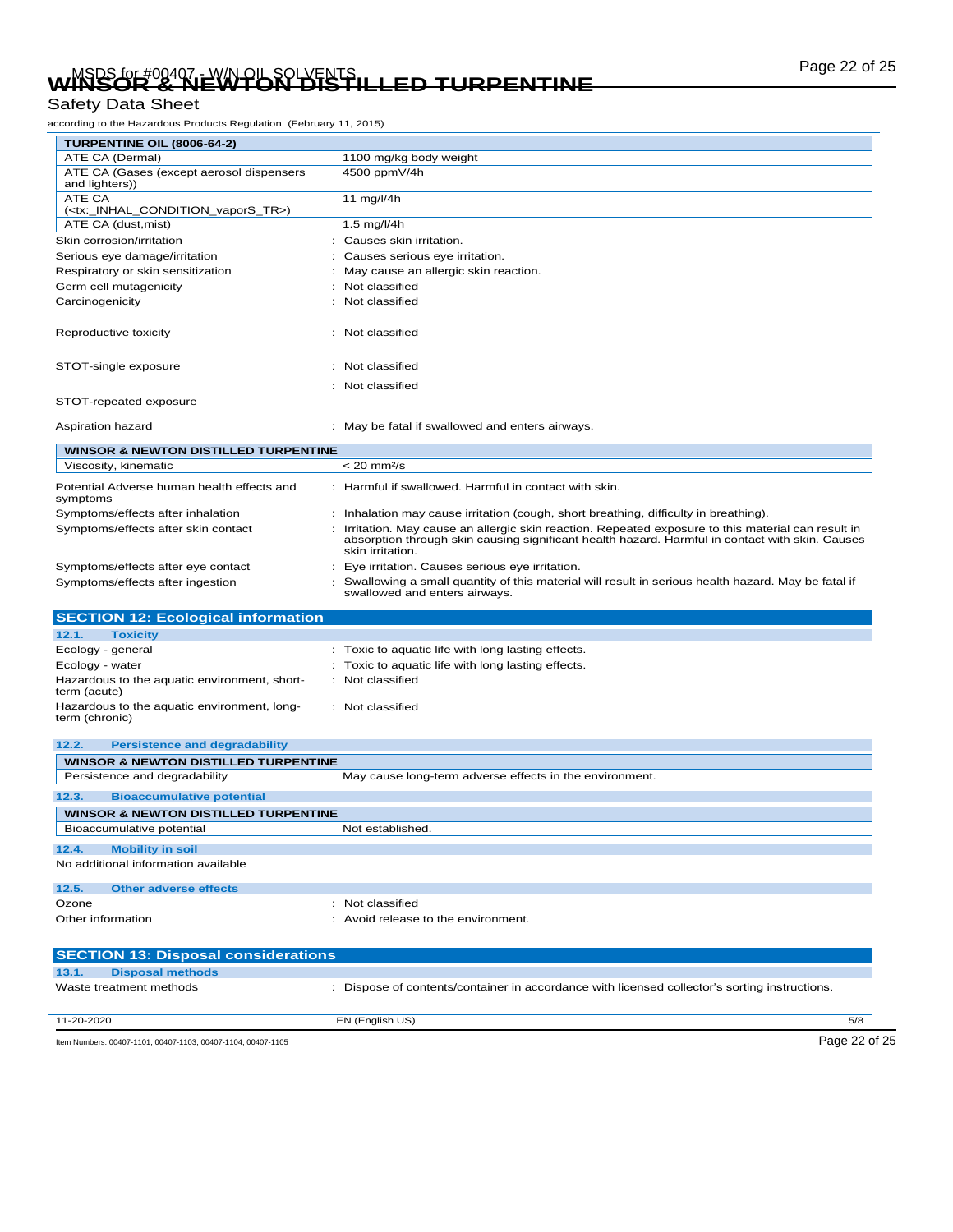| TURPENTINE OIL (8006-64-2) | |
|---|---|
| ATE CA (Dermal) | 1100 mg/kg body weight |
| ATE CA (Gases (except aerosol dispensers and lighters)) | 4500 ppmV/4h |
| ATE CA (<tx:_INHAL_CONDITION_vaporS_TR>) | 11 mg/l/4h |
| ATE CA (dust,mist) | 1.5 mg/l/4h |

Skin corrosion/irritation : Causes skin irritation.

Serious eye damage/irritation : Causes serious eye irritation.

Respiratory or skin sensitization : May cause an allergic skin reaction.

Germ cell mutagenicity : Not classified

Carcinogenicity : Not classified

Reproductive toxicity : Not classified

STOT-single exposure : Not classified

STOT-repeated exposure : Not classified

Aspiration hazard : May be fatal if swallowed and enters airways.

| WINSOR & NEWTON DISTILLED TURPENTINE | |
|---|---|
| Viscosity, kinematic | < 20 mm²/s |

Potential Adverse human health effects and symptoms : Harmful if swallowed. Harmful in contact with skin.

Symptoms/effects after inhalation : Inhalation may cause irritation (cough, short breathing, difficulty in breathing).

Symptoms/effects after skin contact : Irritation. May cause an allergic skin reaction. Repeated exposure to this material can result in absorption through skin causing significant health hazard. Harmful in contact with skin. Causes skin irritation.

Symptoms/effects after eye contact : Eye irritation. Causes serious eye irritation.

Symptoms/effects after ingestion : Swallowing a small quantity of this material will result in serious health hazard. May be fatal if swallowed and enters airways.

## SECTION 12: Ecological information

### 12.1. Toxicity

Ecology - general : Toxic to aquatic life with long lasting effects.

Ecology - water : Toxic to aquatic life with long lasting effects.

Hazardous to the aquatic environment, short-term (acute) : Not classified

Hazardous to the aquatic environment, long-term (chronic) : Not classified

### 12.2. Persistence and degradability

| WINSOR & NEWTON DISTILLED TURPENTINE | |
|---|---|
| Persistence and degradability | May cause long-term adverse effects in the environment. |

### 12.3. Bioaccumulative potential

| WINSOR & NEWTON DISTILLED TURPENTINE | |
|---|---|
| Bioaccumulative potential | Not established. |

### 12.4. Mobility in soil

No additional information available

### 12.5. Other adverse effects

Ozone : Not classified

Other information : Avoid release to the environment.

## SECTION 13: Disposal considerations

### 13.1. Disposal methods

Waste treatment methods : Dispose of contents/container in accordance with licensed collector's sorting instructions.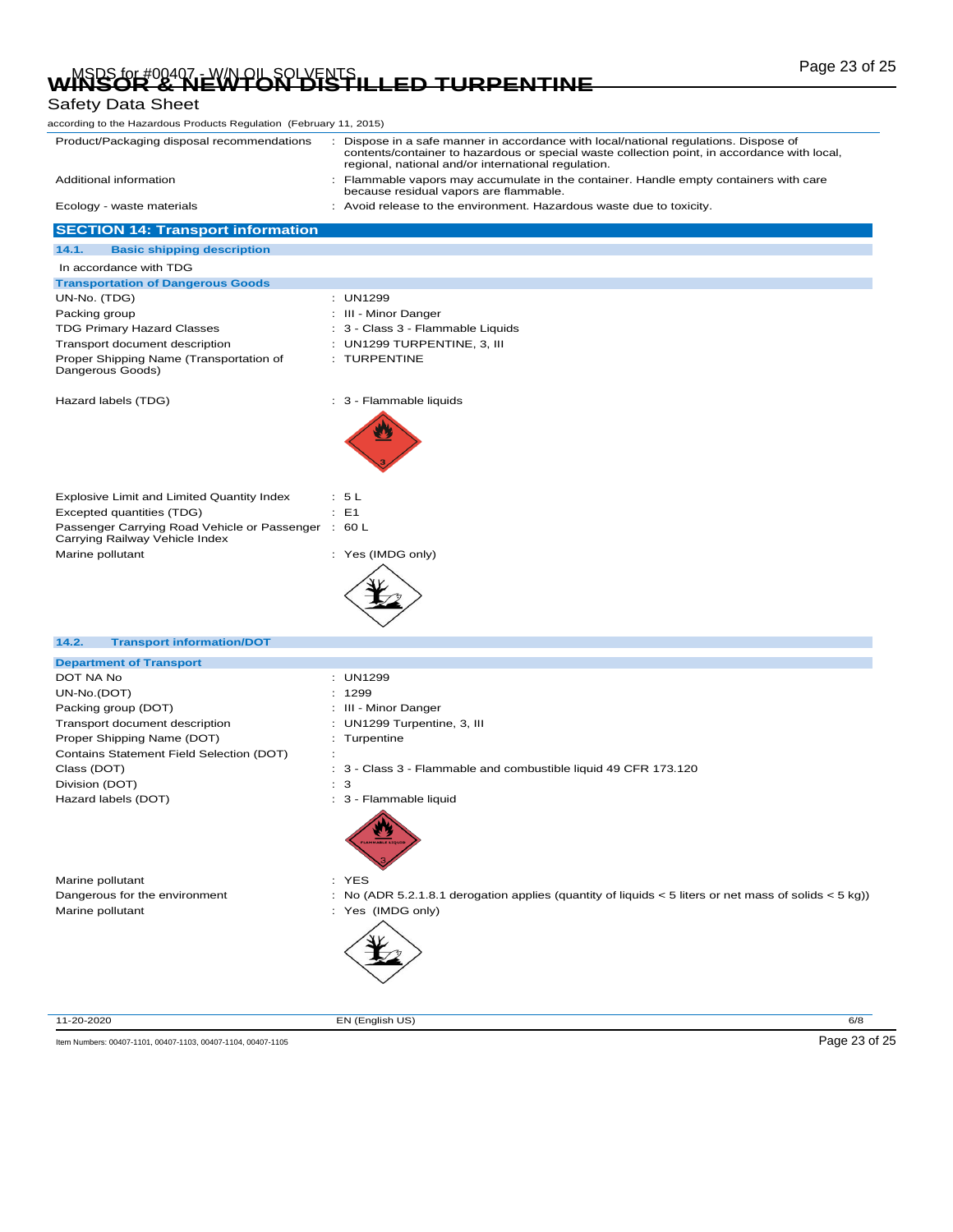Safety Data Sheet

according to the Hazardous Products Regulation (February 11, 2015)

| | |
|---|---|
| Product/Packaging disposal recommendations | : Dispose in a safe manner in accordance with local/national regulations. Dispose of contents/container to hazardous or special waste collection point, in accordance with local, regional, national and/or international regulation. |
| Additional information | : Flammable vapors may accumulate in the container. Handle empty containers with care because residual vapors are flammable. |
| Ecology - waste materials | : Avoid release to the environment. Hazardous waste due to toxicity. |

## SECTION 14: Transport information

### 14.1. Basic shipping description

In accordance with TDG

**Transportation of Dangerous Goods**

| | |
|---|---|
| UN-No. (TDG) | : UN1299 |
| Packing group | : III - Minor Danger |
| TDG Primary Hazard Classes | : 3 - Class 3 - Flammable Liquids |
| Transport document description | : UN1299 TURPENTINE, 3, III |
| Proper Shipping Name (Transportation of Dangerous Goods) | : TURPENTINE |
| Hazard labels (TDG) | : 3 - Flammable liquids |
| Explosive Limit and Limited Quantity Index | : 5 L |
| Excepted quantities (TDG) | : E1 |
| Passenger Carrying Road Vehicle or Passenger Carrying Railway Vehicle Index | : 60 L |
| Marine pollutant | : Yes (IMDG only) |

### 14.2. Transport information/DOT

**Department of Transport**

| | |
|---|---|
| DOT NA No | : UN1299 |
| UN-No.(DOT) | : 1299 |
| Packing group (DOT) | : III - Minor Danger |
| Transport document description | : UN1299 Turpentine, 3, III |
| Proper Shipping Name (DOT) | : Turpentine |
| Contains Statement Field Selection (DOT) | : |
| Class (DOT) | : 3 - Class 3 - Flammable and combustible liquid 49 CFR 173.120 |
| Division (DOT) | : 3 |
| Hazard labels (DOT) | : 3 - Flammable liquid |
| Marine pollutant | : YES |
| Dangerous for the environment | : No (ADR 5.2.1.8.1 derogation applies (quantity of liquids < 5 liters or net mass of solids < 5 kg)) |
| Marine pollutant | : Yes (IMDG only) |

11-20-2020 EN (English US) 6/8

Item Numbers: 00407-1101, 00407-1103, 00407-1104, 00407-1105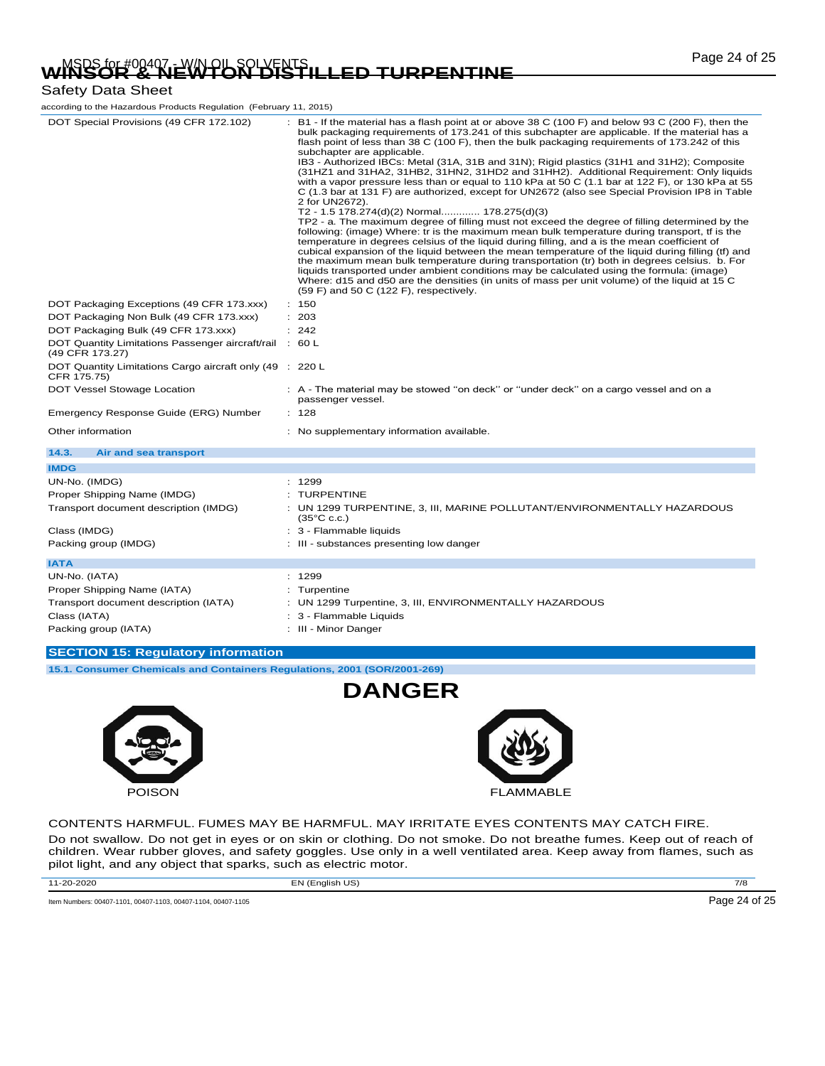| | |
|---|---|
| DOT Special Provisions (49 CFR 172.102) | : B1 - If the material has a flash point at or above 38 C (100 F) and below 93 C (200 F), then the bulk packaging requirements of 173.241 of this subchapter are applicable. If the material has a flash point of less than 38 C (100 F), then the bulk packaging requirements of 173.242 of this subchapter are applicable. IB3 - Authorized IBCs: Metal (31A, 31B and 31N); Rigid plastics (31H1 and 31H2); Composite (31HZ1 and 31HA2, 31HB2, 31HN2, 31HD2 and 31HH2). Additional Requirement: Only liquids with a vapor pressure less than or equal to 110 kPa at 50 C (1.1 bar at 122 F), or 130 kPa at 55 C (1.3 bar at 131 F) are authorized, except for UN2672 (also see Special Provision IP8 in Table 2 for UN2672). T2 - 1.5 178.274(d)(2) Normal............ 178.275(d)(3) TP2 - a. The maximum degree of filling must not exceed the degree of filling determined by the following: (image) Where: tr is the maximum mean bulk temperature during transport, tf is the temperature in degrees celsius of the liquid during filling, and a is the mean coefficient of cubical expansion of the liquid between the mean temperature of the liquid during filling (tf) and the maximum mean bulk temperature during transportation (tr) both in degrees celsius. b. For liquids transported under ambient conditions may be calculated using the formula: (image) Where: d15 and d50 are the densities (in units of mass per unit volume) of the liquid at 15 C (59 F) and 50 C (122 F), respectively. |
| DOT Packaging Exceptions (49 CFR 173.xxx) | : 150 |
| DOT Packaging Non Bulk (49 CFR 173.xxx) | : 203 |
| DOT Packaging Bulk (49 CFR 173.xxx) | : 242 |
| DOT Quantity Limitations Passenger aircraft/rail (49 CFR 173.27) | : 60 L |
| DOT Quantity Limitations Cargo aircraft only (49 CFR 175.75) | : 220 L |
| DOT Vessel Stowage Location | : A - The material may be stowed "on deck" or "under deck" on a cargo vessel and on a passenger vessel. |
| Emergency Response Guide (ERG) Number | : 128 |
| Other information | : No supplementary information available. |

### 14.3. Air and sea transport

**IMDG**

| | |
|---|---|
| UN-No. (IMDG) | : 1299 |
| Proper Shipping Name (IMDG) | : TURPENTINE |
| Transport document description (IMDG) | : UN 1299 TURPENTINE, 3, III, MARINE POLLUTANT/ENVIRONMENTALLY HAZARDOUS (35°C c.c.) |
| Class (IMDG) | : 3 - Flammable liquids |
| Packing group (IMDG) | : III - substances presenting low danger |

**IATA**

| | |
|---|---|
| UN-No. (IATA) | : 1299 |
| Proper Shipping Name (IATA) | : Turpentine |
| Transport document description (IATA) | : UN 1299 Turpentine, 3, III, ENVIRONMENTALLY HAZARDOUS |
| Class (IATA) | : 3 - Flammable Liquids |
| Packing group (IATA) | : III - Minor Danger |

## SECTION 15: Regulatory information

### 15.1. Consumer Chemicals and Containers Regulations, 2001 (SOR/2001-269)

**DANGER**

POISON

FLAMMABLE

CONTENTS HARMFUL. FUMES MAY BE HARMFUL. MAY IRRITATE EYES CONTENTS MAY CATCH FIRE.

Do not swallow. Do not get in eyes or on skin or clothing. Do not smoke. Do not breathe fumes. Keep out of reach of children. Wear rubber gloves, and safety goggles. Use only in a well ventilated area. Keep away from flames, such as pilot light, and any object that sparks, such as electric motor.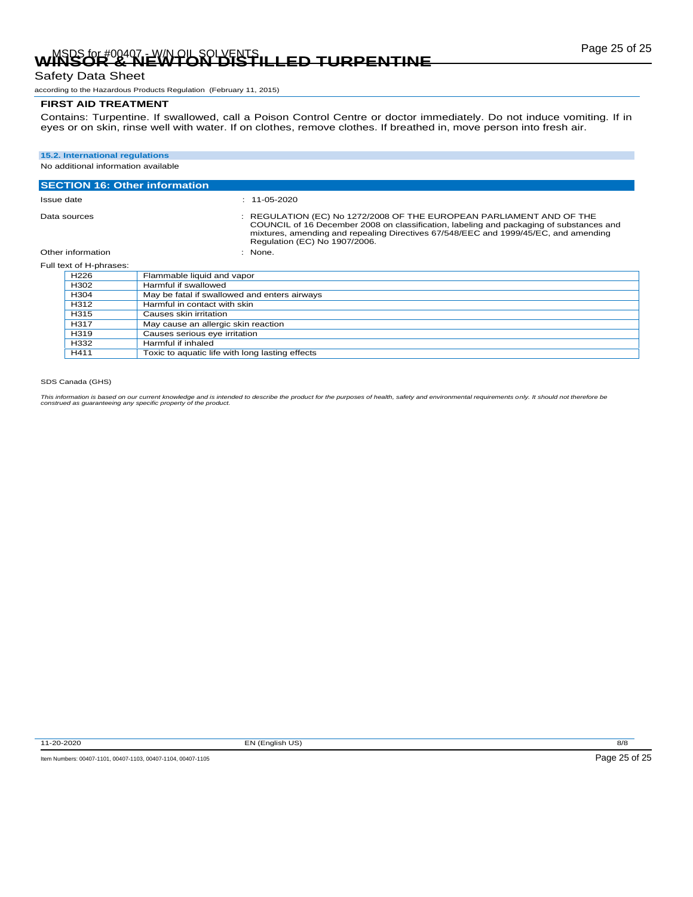**FIRST AID TREATMENT**

Contains: Turpentine. If swallowed, call a Poison Control Centre or doctor immediately. Do not induce vomiting. If in eyes or on skin, rinse well with water. If on clothes, remove clothes. If breathed in, move person into fresh air.

### 15.2. International regulations

No additional information available

## SECTION 16: Other information

Issue date : 11-05-2020

Data sources : REGULATION (EC) No 1272/2008 OF THE EUROPEAN PARLIAMENT AND OF THE COUNCIL of 16 December 2008 on classification, labeling and packaging of substances and mixtures, amending and repealing Directives 67/548/EEC and 1999/45/EC, and amending Regulation (EC) No 1907/2006.

Other information : None.

Full text of H-phrases:

| | |
|---|---|
| H226 | Flammable liquid and vapor |
| H302 | Harmful if swallowed |
| H304 | May be fatal if swallowed and enters airways |
| H312 | Harmful in contact with skin |
| H315 | Causes skin irritation |
| H317 | May cause an allergic skin reaction |
| H319 | Causes serious eye irritation |
| H332 | Harmful if inhaled |
| H411 | Toxic to aquatic life with long lasting effects |

SDS Canada (GHS)

*This information is based on our current knowledge and is intended to describe the product for the purposes of health, safety and environmental requirements only. It should not therefore be construed as guaranteeing any specific property of the product.*